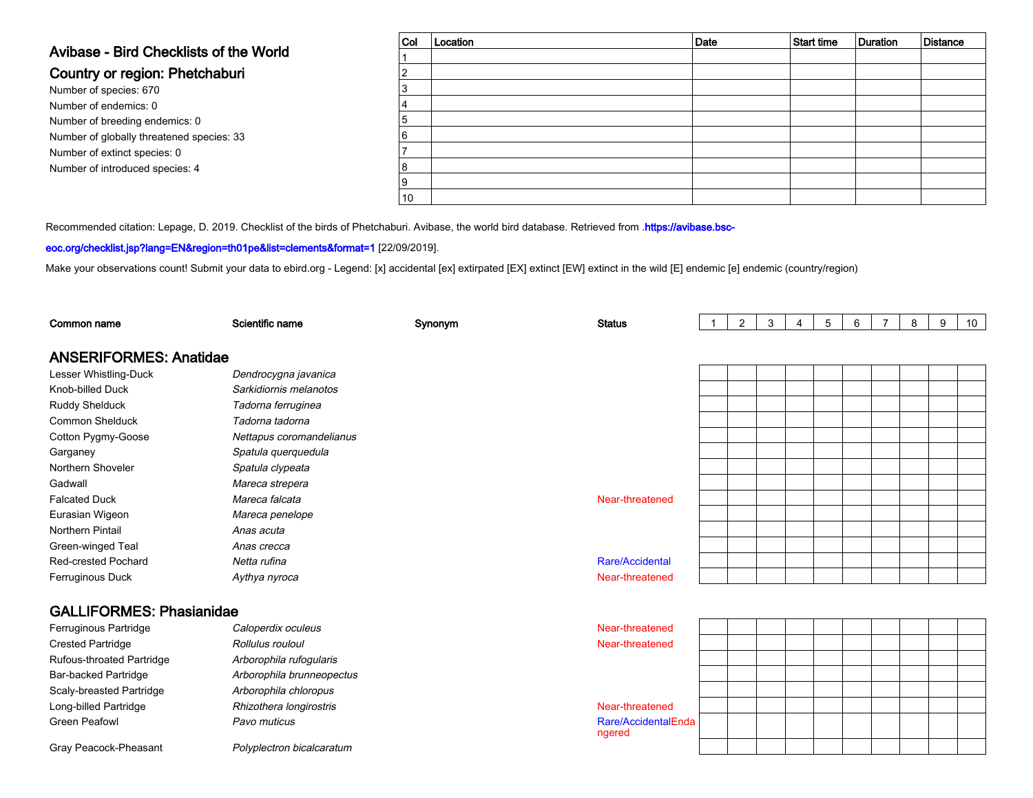# Avibase - Bird Checklists of the World

## Country or region: Phetchaburi

Number of species: 670

Number of endemics: 0

Number of breeding endemics: 0

Number of globally threatened species: 33

Number of extinct species: 0

Number of introduced species: 4

| Col | Location | Date | Start time | Duration | Distance |
|---|---|---|---|---|---|
| 1 | | | | | |
| 2 | | | | | |
| 3 | | | | | |
| 4 | | | | | |
| 5 | | | | | |
| 6 | | | | | |
| 7 | | | | | |
| 8 | | | | | |
| 9 | | | | | |
| 10 | | | | | |

Recommended citation: Lepage, D. 2019. Checklist of the birds of Phetchaburi. Avibase, the world bird database. Retrieved from .https://avibase.bsc-eoc.org/checklist.jsp?lang=EN&region=th01pe&list=clements&format=1 [22/09/2019].

Make your observations count! Submit your data to ebird.org - Legend: [x] accidental [ex] extirpated [EX] extinct [EW] extinct in the wild [E] endemic [e] endemic (country/region)

| Common name | Scientific name | Synonym | Status | 1 | 2 | 3 | 4 | 5 | 6 | 7 | 8 | 9 | 10 |
|---|---|---|---|---|---|---|---|---|---|---|---|---|---|
| **ANSERIFORMES: Anatidae** | | | | | | | | | | | | | |
| Lesser Whistling-Duck | *Dendrocygna javanica* | | | | | | | | | | | | |
| Knob-billed Duck | *Sarkidiornis melanotos* | | | | | | | | | | | | |
| Ruddy Shelduck | *Tadorna ferruginea* | | | | | | | | | | | | |
| Common Shelduck | *Tadorna tadorna* | | | | | | | | | | | | |
| Cotton Pygmy-Goose | *Nettapus coromandelianus* | | | | | | | | | | | | |
| Garganey | *Spatula querquedula* | | | | | | | | | | | | |
| Northern Shoveler | *Spatula clypeata* | | | | | | | | | | | | |
| Gadwall | *Mareca strepera* | | | | | | | | | | | | |
| Falcated Duck | *Mareca falcata* | | Near-threatened | | | | | | | | | | |
| Eurasian Wigeon | *Mareca penelope* | | | | | | | | | | | | |
| Northern Pintail | *Anas acuta* | | | | | | | | | | | | |
| Green-winged Teal | *Anas crecca* | | | | | | | | | | | | |
| Red-crested Pochard | *Netta rufina* | | Rare/Accidental | | | | | | | | | | |
| Ferruginous Duck | *Aythya nyroca* | | Near-threatened | | | | | | | | | | |
| **GALLIFORMES: Phasianidae** | | | | | | | | | | | | | |
| Ferruginous Partridge | *Caloperdix oculeus* | | Near-threatened | | | | | | | | | | |
| Crested Partridge | *Rollulus rouloul* | | Near-threatened | | | | | | | | | | |
| Rufous-throated Partridge | *Arborophila rufogularis* | | | | | | | | | | | | |
| Bar-backed Partridge | *Arborophila brunneopectus* | | | | | | | | | | | | |
| Scaly-breasted Partridge | *Arborophila chloropus* | | | | | | | | | | | | |
| Long-billed Partridge | *Rhizothera longirostris* | | Near-threatened | | | | | | | | | | |
| Green Peafowl | *Pavo muticus* | | Rare/AccidentalEndangered | | | | | | | | | | |
| Gray Peacock-Pheasant | *Polyplectron bicalcaratum* | | | | | | | | | | | | |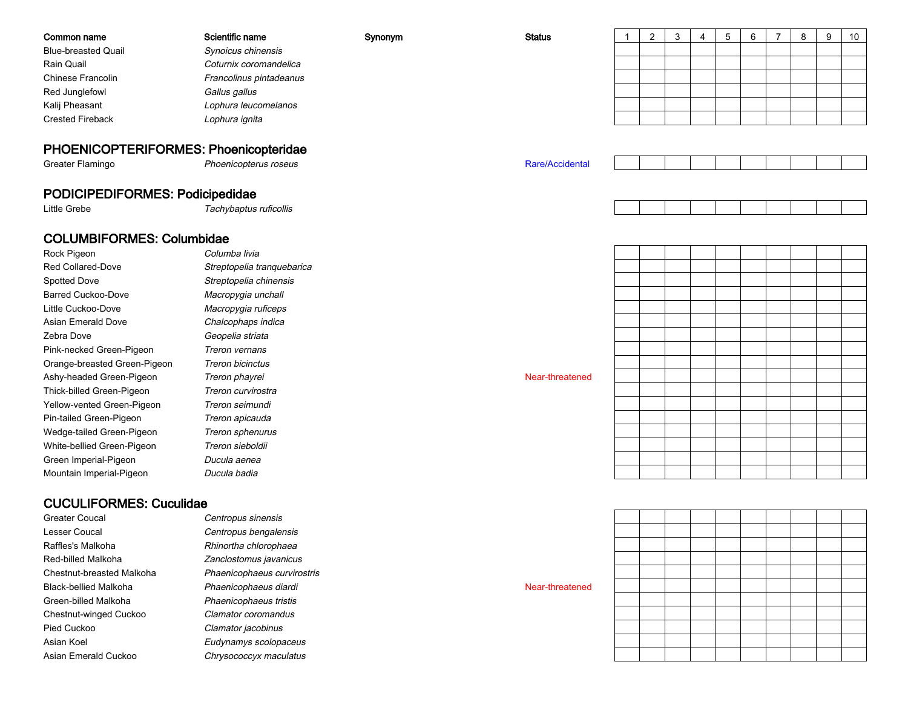| Common name | Scientific name | Synonym | Status | 1 | 2 | 3 | 4 | 5 | 6 | 7 | 8 | 9 | 10 |
|---|---|---|---|---|---|---|---|---|---|---|---|---|---|
| Blue-breasted Quail | *Synoicus chinensis* | | | | | | | | | | | | |
| Rain Quail | *Coturnix coromandelica* | | | | | | | | | | | | |
| Chinese Francolin | *Francolinus pintadeanus* | | | | | | | | | | | | |
| Red Junglefowl | *Gallus gallus* | | | | | | | | | | | | |
| Kalij Pheasant | *Lophura leucomelanos* | | | | | | | | | | | | |
| Crested Fireback | *Lophura ignita* | | | | | | | | | | | | |

## PHOENICOPTERIFORMES: Phoenicopteridae

| Common name | Scientific name | Synonym | Status | 1 | 2 | 3 | 4 | 5 | 6 | 7 | 8 | 9 | 10 |
|---|---|---|---|---|---|---|---|---|---|---|---|---|---|
| Greater Flamingo | *Phoenicopterus roseus* | | Rare/Accidental | | | | | | | | | | |

## PODICIPEDIFORMES: Podicipedidae

| Common name | Scientific name | Synonym | Status | 1 | 2 | 3 | 4 | 5 | 6 | 7 | 8 | 9 | 10 |
|---|---|---|---|---|---|---|---|---|---|---|---|---|---|
| Little Grebe | *Tachybaptus ruficollis* | | | | | | | | | | | | |

## COLUMBIFORMES: Columbidae

| Common name | Scientific name | Synonym | Status | 1 | 2 | 3 | 4 | 5 | 6 | 7 | 8 | 9 | 10 |
|---|---|---|---|---|---|---|---|---|---|---|---|---|---|
| Rock Pigeon | *Columba livia* | | | | | | | | | | | | |
| Red Collared-Dove | *Streptopelia tranquebarica* | | | | | | | | | | | | |
| Spotted Dove | *Streptopelia chinensis* | | | | | | | | | | | | |
| Barred Cuckoo-Dove | *Macropygia unchall* | | | | | | | | | | | | |
| Little Cuckoo-Dove | *Macropygia ruficeps* | | | | | | | | | | | | |
| Asian Emerald Dove | *Chalcophaps indica* | | | | | | | | | | | | |
| Zebra Dove | *Geopelia striata* | | | | | | | | | | | | |
| Pink-necked Green-Pigeon | *Treron vernans* | | | | | | | | | | | | |
| Orange-breasted Green-Pigeon | *Treron bicinctus* | | | | | | | | | | | | |
| Ashy-headed Green-Pigeon | *Treron phayrei* | | Near-threatened | | | | | | | | | | |
| Thick-billed Green-Pigeon | *Treron curvirostra* | | | | | | | | | | | | |
| Yellow-vented Green-Pigeon | *Treron seimundi* | | | | | | | | | | | | |
| Pin-tailed Green-Pigeon | *Treron apicauda* | | | | | | | | | | | | |
| Wedge-tailed Green-Pigeon | *Treron sphenurus* | | | | | | | | | | | | |
| White-bellied Green-Pigeon | *Treron sieboldii* | | | | | | | | | | | | |
| Green Imperial-Pigeon | *Ducula aenea* | | | | | | | | | | | | |
| Mountain Imperial-Pigeon | *Ducula badia* | | | | | | | | | | | | |

## CUCULIFORMES: Cuculidae

| Common name | Scientific name | Synonym | Status | 1 | 2 | 3 | 4 | 5 | 6 | 7 | 8 | 9 | 10 |
|---|---|---|---|---|---|---|---|---|---|---|---|---|---|
| Greater Coucal | *Centropus sinensis* | | | | | | | | | | | | |
| Lesser Coucal | *Centropus bengalensis* | | | | | | | | | | | | |
| Raffles's Malkoha | *Rhinortha chlorophaea* | | | | | | | | | | | | |
| Red-billed Malkoha | *Zanclostomus javanicus* | | | | | | | | | | | | |
| Chestnut-breasted Malkoha | *Phaenicophaeus curvirostris* | | | | | | | | | | | | |
| Black-bellied Malkoha | *Phaenicophaeus diardi* | | Near-threatened | | | | | | | | | | |
| Green-billed Malkoha | *Phaenicophaeus tristis* | | | | | | | | | | | | |
| Chestnut-winged Cuckoo | *Clamator coromandus* | | | | | | | | | | | | |
| Pied Cuckoo | *Clamator jacobinus* | | | | | | | | | | | | |
| Asian Koel | *Eudynamys scolopaceus* | | | | | | | | | | | | |
| Asian Emerald Cuckoo | *Chrysococcyx maculatus* | | | | | | | | | | | | |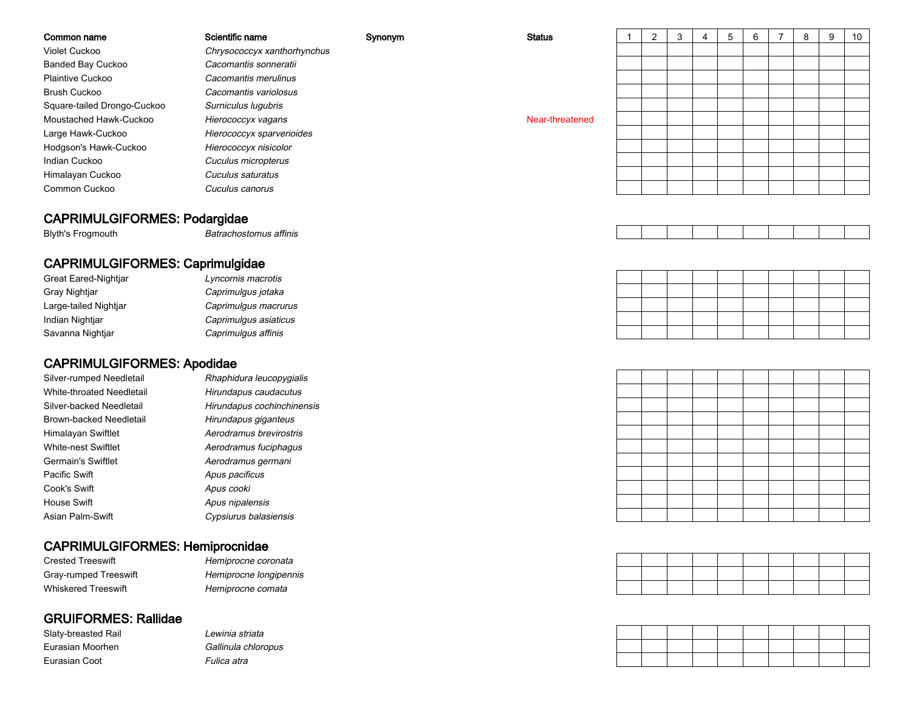| Common name | Scientific name | Synonym | Status | 1 | 2 | 3 | 4 | 5 | 6 | 7 | 8 | 9 | 10 |
|---|---|---|---|---|---|---|---|---|---|---|---|---|---|
| Violet Cuckoo | *Chrysococcyx xanthorhynchus* | | | | | | | | | | | | |
| Banded Bay Cuckoo | *Cacomantis sonneratii* | | | | | | | | | | | | |
| Plaintive Cuckoo | *Cacomantis merulinus* | | | | | | | | | | | | |
| Brush Cuckoo | *Cacomantis variolosus* | | | | | | | | | | | | |
| Square-tailed Drongo-Cuckoo | *Surniculus lugubris* | | | | | | | | | | | | |
| Moustached Hawk-Cuckoo | *Hierococcyx vagans* | | Near-threatened | | | | | | | | | | |
| Large Hawk-Cuckoo | *Hierococcyx sparverioides* | | | | | | | | | | | | |
| Hodgson's Hawk-Cuckoo | *Hierococcyx nisicolor* | | | | | | | | | | | | |
| Indian Cuckoo | *Cuculus micropterus* | | | | | | | | | | | | |
| Himalayan Cuckoo | *Cuculus saturatus* | | | | | | | | | | | | |
| Common Cuckoo | *Cuculus canorus* | | | | | | | | | | | | |

## CAPRIMULGIFORMES: Podargidae

| Common name | Scientific name | Synonym | Status | 1 | 2 | 3 | 4 | 5 | 6 | 7 | 8 | 9 | 10 |
|---|---|---|---|---|---|---|---|---|---|---|---|---|---|
| Blyth's Frogmouth | *Batrachostomus affinis* | | | | | | | | | | | | |

## CAPRIMULGIFORMES: Caprimulgidae

| Common name | Scientific name | Synonym | Status | 1 | 2 | 3 | 4 | 5 | 6 | 7 | 8 | 9 | 10 |
|---|---|---|---|---|---|---|---|---|---|---|---|---|---|
| Great Eared-Nightjar | *Lyncornis macrotis* | | | | | | | | | | | | |
| Gray Nightjar | *Caprimulgus jotaka* | | | | | | | | | | | | |
| Large-tailed Nightjar | *Caprimulgus macrurus* | | | | | | | | | | | | |
| Indian Nightjar | *Caprimulgus asiaticus* | | | | | | | | | | | | |
| Savanna Nightjar | *Caprimulgus affinis* | | | | | | | | | | | | |

## CAPRIMULGIFORMES: Apodidae

| Common name | Scientific name | Synonym | Status | 1 | 2 | 3 | 4 | 5 | 6 | 7 | 8 | 9 | 10 |
|---|---|---|---|---|---|---|---|---|---|---|---|---|---|
| Silver-rumped Needletail | *Rhaphidura leucopygialis* | | | | | | | | | | | | |
| White-throated Needletail | *Hirundapus caudacutus* | | | | | | | | | | | | |
| Silver-backed Needletail | *Hirundapus cochinchinensis* | | | | | | | | | | | | |
| Brown-backed Needletail | *Hirundapus giganteus* | | | | | | | | | | | | |
| Himalayan Swiftlet | *Aerodramus brevirostris* | | | | | | | | | | | | |
| White-nest Swiftlet | *Aerodramus fuciphagus* | | | | | | | | | | | | |
| Germain's Swiftlet | *Aerodramus germani* | | | | | | | | | | | | |
| Pacific Swift | *Apus pacificus* | | | | | | | | | | | | |
| Cook's Swift | *Apus cooki* | | | | | | | | | | | | |
| House Swift | *Apus nipalensis* | | | | | | | | | | | | |
| Asian Palm-Swift | *Cypsiurus balasiensis* | | | | | | | | | | | | |

## CAPRIMULGIFORMES: Hemiprocnidae

| Common name | Scientific name | Synonym | Status | 1 | 2 | 3 | 4 | 5 | 6 | 7 | 8 | 9 | 10 |
|---|---|---|---|---|---|---|---|---|---|---|---|---|---|
| Crested Treeswift | *Hemiprocne coronata* | | | | | | | | | | | | |
| Gray-rumped Treeswift | *Hemiprocne longipennis* | | | | | | | | | | | | |
| Whiskered Treeswift | *Hemiprocne comata* | | | | | | | | | | | | |

## GRUIFORMES: Rallidae

| Common name | Scientific name | Synonym | Status | 1 | 2 | 3 | 4 | 5 | 6 | 7 | 8 | 9 | 10 |
|---|---|---|---|---|---|---|---|---|---|---|---|---|---|
| Slaty-breasted Rail | *Lewinia striata* | | | | | | | | | | | | |
| Eurasian Moorhen | *Gallinula chloropus* | | | | | | | | | | | | |
| Eurasian Coot | *Fulica atra* | | | | | | | | | | | | |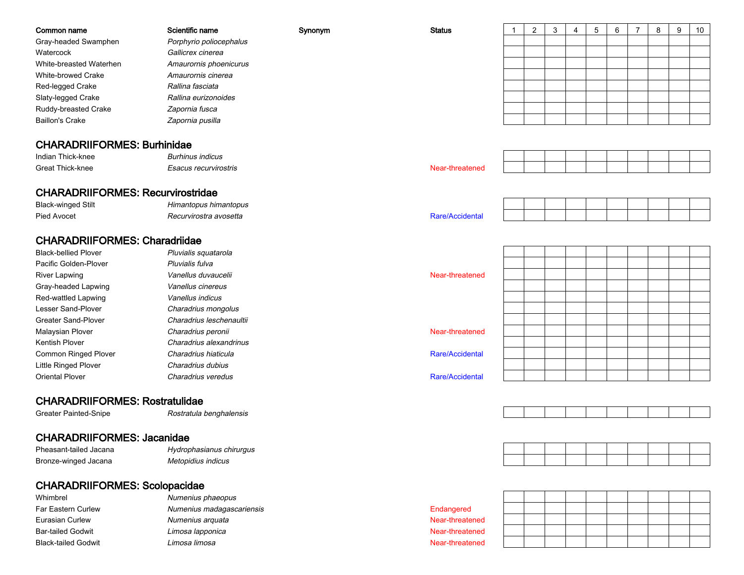| Common name | Scientific name | Synonym | Status | 1 | 2 | 3 | 4 | 5 | 6 | 7 | 8 | 9 | 10 |
|---|---|---|---|---|---|---|---|---|---|---|---|---|---|
| Gray-headed Swamphen | *Porphyrio poliocephalus* | | | | | | | | | | | | |
| Watercock | *Gallicrex cinerea* | | | | | | | | | | | | |
| White-breasted Waterhen | *Amaurornis phoenicurus* | | | | | | | | | | | | |
| White-browed Crake | *Amaurornis cinerea* | | | | | | | | | | | | |
| Red-legged Crake | *Rallina fasciata* | | | | | | | | | | | | |
| Slaty-legged Crake | *Rallina eurizonoides* | | | | | | | | | | | | |
| Ruddy-breasted Crake | *Zapornia fusca* | | | | | | | | | | | | |
| Baillon's Crake | *Zapornia pusilla* | | | | | | | | | | | | |

## CHARADRIIFORMES: Burhinidae

| | | | | | | | | | | | | | |
|---|---|---|---|---|---|---|---|---|---|---|---|---|---|
| Indian Thick-knee | *Burhinus indicus* | | | | | | | | | | | | |
| Great Thick-knee | *Esacus recurvirostris* | | Near-threatened | | | | | | | | | | |

## CHARADRIIFORMES: Recurvirostridae

| | | | | | | | | | | | | | |
|---|---|---|---|---|---|---|---|---|---|---|---|---|---|
| Black-winged Stilt | *Himantopus himantopus* | | | | | | | | | | | | |
| Pied Avocet | *Recurvirostra avosetta* | | Rare/Accidental | | | | | | | | | | |

## CHARADRIIFORMES: Charadriidae

| | | | | | | | | | | | | | |
|---|---|---|---|---|---|---|---|---|---|---|---|---|---|
| Black-bellied Plover | *Pluvialis squatarola* | | | | | | | | | | | | |
| Pacific Golden-Plover | *Pluvialis fulva* | | | | | | | | | | | | |
| River Lapwing | *Vanellus duvaucelii* | | Near-threatened | | | | | | | | | | |
| Gray-headed Lapwing | *Vanellus cinereus* | | | | | | | | | | | | |
| Red-wattled Lapwing | *Vanellus indicus* | | | | | | | | | | | | |
| Lesser Sand-Plover | *Charadrius mongolus* | | | | | | | | | | | | |
| Greater Sand-Plover | *Charadrius leschenaultii* | | | | | | | | | | | | |
| Malaysian Plover | *Charadrius peronii* | | Near-threatened | | | | | | | | | | |
| Kentish Plover | *Charadrius alexandrinus* | | | | | | | | | | | | |
| Common Ringed Plover | *Charadrius hiaticula* | | Rare/Accidental | | | | | | | | | | |
| Little Ringed Plover | *Charadrius dubius* | | | | | | | | | | | | |
| Oriental Plover | *Charadrius veredus* | | Rare/Accidental | | | | | | | | | | |

## CHARADRIIFORMES: Rostratulidae

| | | | | | | | | | | | | | |
|---|---|---|---|---|---|---|---|---|---|---|---|---|---|
| Greater Painted-Snipe | *Rostratula benghalensis* | | | | | | | | | | | | |

## CHARADRIIFORMES: Jacanidae

| | | | | | | | | | | | | | |
|---|---|---|---|---|---|---|---|---|---|---|---|---|---|
| Pheasant-tailed Jacana | *Hydrophasianus chirurgus* | | | | | | | | | | | | |
| Bronze-winged Jacana | *Metopidius indicus* | | | | | | | | | | | | |

## CHARADRIIFORMES: Scolopacidae

| | | | | | | | | | | | | | |
|---|---|---|---|---|---|---|---|---|---|---|---|---|---|
| Whimbrel | *Numenius phaeopus* | | | | | | | | | | | | |
| Far Eastern Curlew | *Numenius madagascariensis* | | Endangered | | | | | | | | | | |
| Eurasian Curlew | *Numenius arquata* | | Near-threatened | | | | | | | | | | |
| Bar-tailed Godwit | *Limosa lapponica* | | Near-threatened | | | | | | | | | | |
| Black-tailed Godwit | *Limosa limosa* | | Near-threatened | | | | | | | | | | |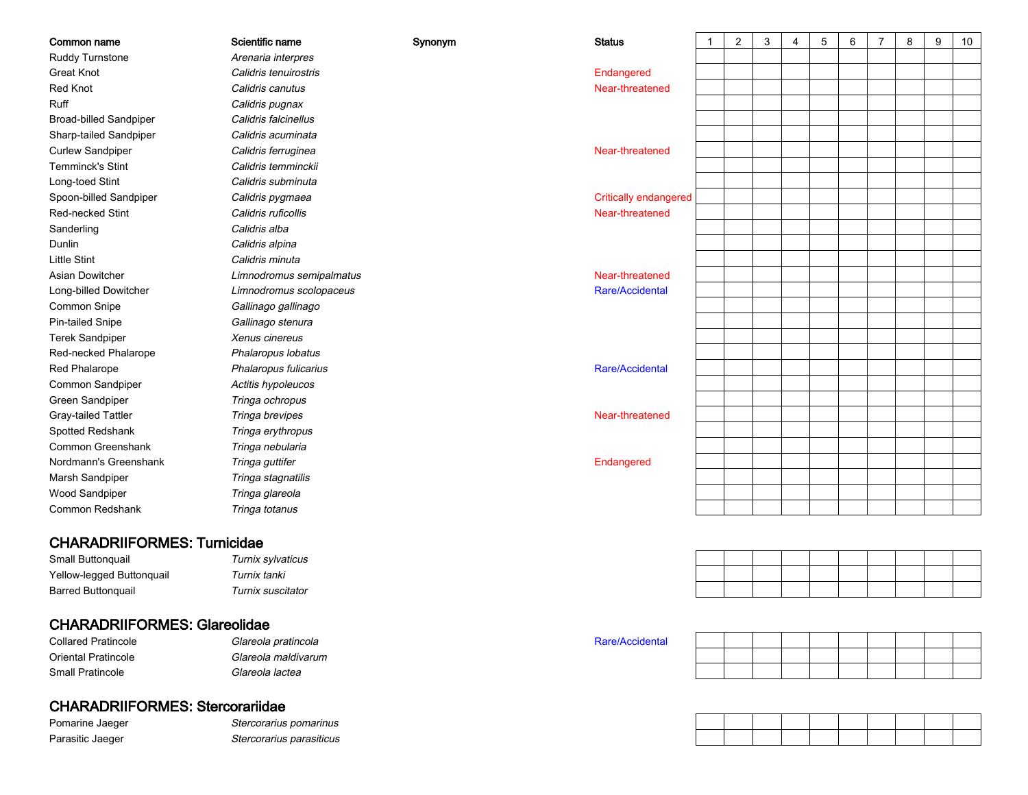| Common name | Scientific name | Synonym | Status | 1 | 2 | 3 | 4 | 5 | 6 | 7 | 8 | 9 | 10 |
|---|---|---|---|---|---|---|---|---|---|---|---|---|---|
| Ruddy Turnstone | *Arenaria interpres* | | | | | | | | | | | | |
| Great Knot | *Calidris tenuirostris* | | Endangered | | | | | | | | | | |
| Red Knot | *Calidris canutus* | | Near-threatened | | | | | | | | | | |
| Ruff | *Calidris pugnax* | | | | | | | | | | | | |
| Broad-billed Sandpiper | *Calidris falcinellus* | | | | | | | | | | | | |
| Sharp-tailed Sandpiper | *Calidris acuminata* | | | | | | | | | | | | |
| Curlew Sandpiper | *Calidris ferruginea* | | Near-threatened | | | | | | | | | | |
| Temminck's Stint | *Calidris temminckii* | | | | | | | | | | | | |
| Long-toed Stint | *Calidris subminuta* | | | | | | | | | | | | |
| Spoon-billed Sandpiper | *Calidris pygmaea* | | Critically endangered | | | | | | | | | | |
| Red-necked Stint | *Calidris ruficollis* | | Near-threatened | | | | | | | | | | |
| Sanderling | *Calidris alba* | | | | | | | | | | | | |
| Dunlin | *Calidris alpina* | | | | | | | | | | | | |
| Little Stint | *Calidris minuta* | | | | | | | | | | | | |
| Asian Dowitcher | *Limnodromus semipalmatus* | | Near-threatened | | | | | | | | | | |
| Long-billed Dowitcher | *Limnodromus scolopaceus* | | Rare/Accidental | | | | | | | | | | |
| Common Snipe | *Gallinago gallinago* | | | | | | | | | | | | |
| Pin-tailed Snipe | *Gallinago stenura* | | | | | | | | | | | | |
| Terek Sandpiper | *Xenus cinereus* | | | | | | | | | | | | |
| Red-necked Phalarope | *Phalaropus lobatus* | | | | | | | | | | | | |
| Red Phalarope | *Phalaropus fulicarius* | | Rare/Accidental | | | | | | | | | | |
| Common Sandpiper | *Actitis hypoleucos* | | | | | | | | | | | | |
| Green Sandpiper | *Tringa ochropus* | | | | | | | | | | | | |
| Gray-tailed Tattler | *Tringa brevipes* | | Near-threatened | | | | | | | | | | |
| Spotted Redshank | *Tringa erythropus* | | | | | | | | | | | | |
| Common Greenshank | *Tringa nebularia* | | | | | | | | | | | | |
| Nordmann's Greenshank | *Tringa guttifer* | | Endangered | | | | | | | | | | |
| Marsh Sandpiper | *Tringa stagnatilis* | | | | | | | | | | | | |
| Wood Sandpiper | *Tringa glareola* | | | | | | | | | | | | |
| Common Redshank | *Tringa totanus* | | | | | | | | | | | | |

## CHARADRIIFORMES: Turnicidae

| | | | | | | | | | | | | | |
|---|---|---|---|---|---|---|---|---|---|---|---|---|---|
| Small Buttonquail | *Turnix sylvaticus* | | | | | | | | | | | | |
| Yellow-legged Buttonquail | *Turnix tanki* | | | | | | | | | | | | |
| Barred Buttonquail | *Turnix suscitator* | | | | | | | | | | | | |

## CHARADRIIFORMES: Glareolidae

| | | | | | | | | | | | | | |
|---|---|---|---|---|---|---|---|---|---|---|---|---|---|
| Collared Pratincole | *Glareola pratincola* | | Rare/Accidental | | | | | | | | | | |
| Oriental Pratincole | *Glareola maldivarum* | | | | | | | | | | | | |
| Small Pratincole | *Glareola lactea* | | | | | | | | | | | | |

## CHARADRIIFORMES: Stercorariidae

| | | | | | | | | | | | | | |
|---|---|---|---|---|---|---|---|---|---|---|---|---|---|
| Pomarine Jaeger | *Stercorarius pomarinus* | | | | | | | | | | | | |
| Parasitic Jaeger | *Stercorarius parasiticus* | | | | | | | | | | | | |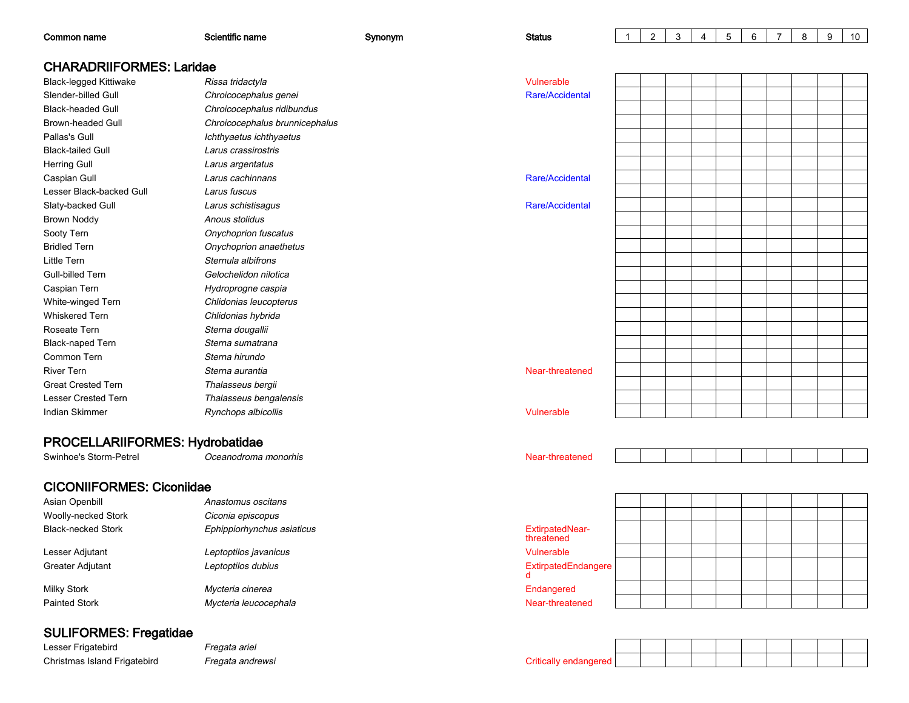| Common name | Scientific name | Synonym | Status | 1 | 2 | 3 | 4 | 5 | 6 | 7 | 8 | 9 | 10 |
|---|---|---|---|---|---|---|---|---|---|---|---|---|---|

## CHARADRIIFORMES: Laridae

| Common name | Scientific name | Synonym | Status | 1 | 2 | 3 | 4 | 5 | 6 | 7 | 8 | 9 | 10 |
|---|---|---|---|---|---|---|---|---|---|---|---|---|---|
| Black-legged Kittiwake | *Rissa tridactyla* | | Vulnerable | | | | | | | | | | |
| Slender-billed Gull | *Chroicocephalus genei* | | Rare/Accidental | | | | | | | | | | |
| Black-headed Gull | *Chroicocephalus ridibundus* | | | | | | | | | | | | |
| Brown-headed Gull | *Chroicocephalus brunnicephalus* | | | | | | | | | | | | |
| Pallas's Gull | *Ichthyaetus ichthyaetus* | | | | | | | | | | | | |
| Black-tailed Gull | *Larus crassirostris* | | | | | | | | | | | | |
| Herring Gull | *Larus argentatus* | | | | | | | | | | | | |
| Caspian Gull | *Larus cachinnans* | | Rare/Accidental | | | | | | | | | | |
| Lesser Black-backed Gull | *Larus fuscus* | | | | | | | | | | | | |
| Slaty-backed Gull | *Larus schistisagus* | | Rare/Accidental | | | | | | | | | | |
| Brown Noddy | *Anous stolidus* | | | | | | | | | | | | |
| Sooty Tern | *Onychoprion fuscatus* | | | | | | | | | | | | |
| Bridled Tern | *Onychoprion anaethetus* | | | | | | | | | | | | |
| Little Tern | *Sternula albifrons* | | | | | | | | | | | | |
| Gull-billed Tern | *Gelochelidon nilotica* | | | | | | | | | | | | |
| Caspian Tern | *Hydroprogne caspia* | | | | | | | | | | | | |
| White-winged Tern | *Chlidonias leucopterus* | | | | | | | | | | | | |
| Whiskered Tern | *Chlidonias hybrida* | | | | | | | | | | | | |
| Roseate Tern | *Sterna dougallii* | | | | | | | | | | | | |
| Black-naped Tern | *Sterna sumatrana* | | | | | | | | | | | | |
| Common Tern | *Sterna hirundo* | | | | | | | | | | | | |
| River Tern | *Sterna aurantia* | | Near-threatened | | | | | | | | | | |
| Great Crested Tern | *Thalasseus bergii* | | | | | | | | | | | | |
| Lesser Crested Tern | *Thalasseus bengalensis* | | | | | | | | | | | | |
| Indian Skimmer | *Rynchops albicollis* | | Vulnerable | | | | | | | | | | |

## PROCELLARIIFORMES: Hydrobatidae

| Common name | Scientific name | Synonym | Status | 1 | 2 | 3 | 4 | 5 | 6 | 7 | 8 | 9 | 10 |
|---|---|---|---|---|---|---|---|---|---|---|---|---|---|
| Swinhoe's Storm-Petrel | *Oceanodroma monorhis* | | Near-threatened | | | | | | | | | | |

## CICONIIFORMES: Ciconiidae

| Common name | Scientific name | Synonym | Status | 1 | 2 | 3 | 4 | 5 | 6 | 7 | 8 | 9 | 10 |
|---|---|---|---|---|---|---|---|---|---|---|---|---|---|
| Asian Openbill | *Anastomus oscitans* | | | | | | | | | | | | |
| Woolly-necked Stork | *Ciconia episcopus* | | | | | | | | | | | | |
| Black-necked Stork | *Ephippiorhynchus asiaticus* | | ExtirpatedNear-threatened | | | | | | | | | | |
| Lesser Adjutant | *Leptoptilos javanicus* | | Vulnerable | | | | | | | | | | |
| Greater Adjutant | *Leptoptilos dubius* | | ExtirpatedEndangered | | | | | | | | | | |
| Milky Stork | *Mycteria cinerea* | | Endangered | | | | | | | | | | |
| Painted Stork | *Mycteria leucocephala* | | Near-threatened | | | | | | | | | | |

## SULIFORMES: Fregatidae

| Common name | Scientific name | Synonym | Status | 1 | 2 | 3 | 4 | 5 | 6 | 7 | 8 | 9 | 10 |
|---|---|---|---|---|---|---|---|---|---|---|---|---|---|
| Lesser Frigatebird | *Fregata ariel* | | | | | | | | | | | | |
| Christmas Island Frigatebird | *Fregata andrewsi* | | Critically endangered | | | | | | | | | | |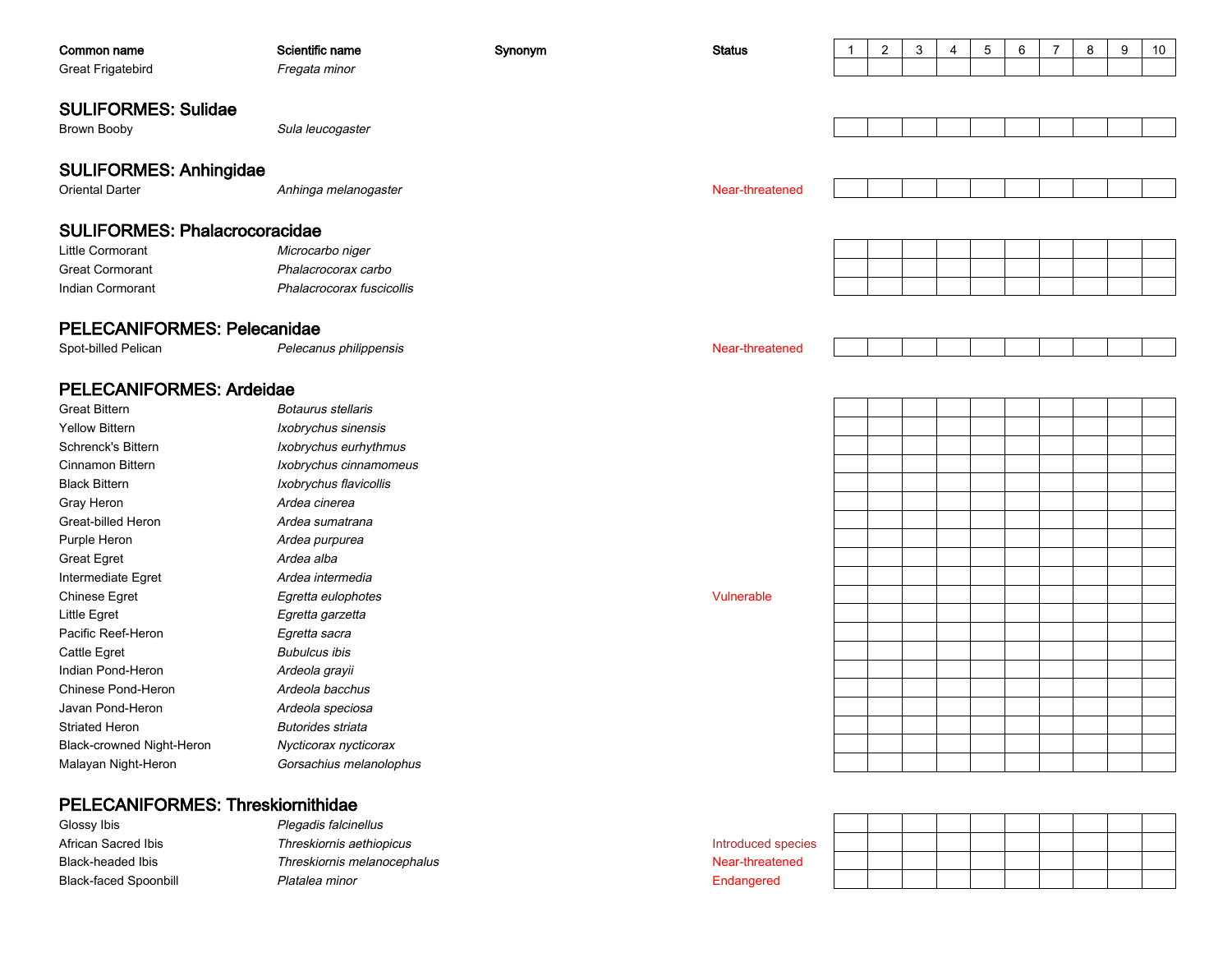| Common name | Scientific name | Synonym | Status | 1 | 2 | 3 | 4 | 5 | 6 | 7 | 8 | 9 | 10 |
|---|---|---|---|---|---|---|---|---|---|---|---|---|---|
| Great Frigatebird | *Fregata minor* | | | | | | | | | | | | |

## SULIFORMES: Sulidae

| Common name | Scientific name | Synonym | Status | 1 | 2 | 3 | 4 | 5 | 6 | 7 | 8 | 9 | 10 |
|---|---|---|---|---|---|---|---|---|---|---|---|---|---|
| Brown Booby | *Sula leucogaster* | | | | | | | | | | | | |

## SULIFORMES: Anhingidae

| Common name | Scientific name | Synonym | Status | 1 | 2 | 3 | 4 | 5 | 6 | 7 | 8 | 9 | 10 |
|---|---|---|---|---|---|---|---|---|---|---|---|---|---|
| Oriental Darter | *Anhinga melanogaster* | | Near-threatened | | | | | | | | | | |

## SULIFORMES: Phalacrocoracidae

| Common name | Scientific name | Synonym | Status | 1 | 2 | 3 | 4 | 5 | 6 | 7 | 8 | 9 | 10 |
|---|---|---|---|---|---|---|---|---|---|---|---|---|---|
| Little Cormorant | *Microcarbo niger* | | | | | | | | | | | | |
| Great Cormorant | *Phalacrocorax carbo* | | | | | | | | | | | | |
| Indian Cormorant | *Phalacrocorax fuscicollis* | | | | | | | | | | | | |

## PELECANIFORMES: Pelecanidae

| Common name | Scientific name | Synonym | Status | 1 | 2 | 3 | 4 | 5 | 6 | 7 | 8 | 9 | 10 |
|---|---|---|---|---|---|---|---|---|---|---|---|---|---|
| Spot-billed Pelican | *Pelecanus philippensis* | | Near-threatened | | | | | | | | | | |

## PELECANIFORMES: Ardeidae

| Common name | Scientific name | Synonym | Status | 1 | 2 | 3 | 4 | 5 | 6 | 7 | 8 | 9 | 10 |
|---|---|---|---|---|---|---|---|---|---|---|---|---|---|
| Great Bittern | *Botaurus stellaris* | | | | | | | | | | | | |
| Yellow Bittern | *Ixobrychus sinensis* | | | | | | | | | | | | |
| Schrenck's Bittern | *Ixobrychus eurhythmus* | | | | | | | | | | | | |
| Cinnamon Bittern | *Ixobrychus cinnamomeus* | | | | | | | | | | | | |
| Black Bittern | *Ixobrychus flavicollis* | | | | | | | | | | | | |
| Gray Heron | *Ardea cinerea* | | | | | | | | | | | | |
| Great-billed Heron | *Ardea sumatrana* | | | | | | | | | | | | |
| Purple Heron | *Ardea purpurea* | | | | | | | | | | | | |
| Great Egret | *Ardea alba* | | | | | | | | | | | | |
| Intermediate Egret | *Ardea intermedia* | | | | | | | | | | | | |
| Chinese Egret | *Egretta eulophotes* | | Vulnerable | | | | | | | | | | |
| Little Egret | *Egretta garzetta* | | | | | | | | | | | | |
| Pacific Reef-Heron | *Egretta sacra* | | | | | | | | | | | | |
| Cattle Egret | *Bubulcus ibis* | | | | | | | | | | | | |
| Indian Pond-Heron | *Ardeola grayii* | | | | | | | | | | | | |
| Chinese Pond-Heron | *Ardeola bacchus* | | | | | | | | | | | | |
| Javan Pond-Heron | *Ardeola speciosa* | | | | | | | | | | | | |
| Striated Heron | *Butorides striata* | | | | | | | | | | | | |
| Black-crowned Night-Heron | *Nycticorax nycticorax* | | | | | | | | | | | | |
| Malayan Night-Heron | *Gorsachius melanolophus* | | | | | | | | | | | | |

## PELECANIFORMES: Threskiornithidae

| Common name | Scientific name | Synonym | Status | 1 | 2 | 3 | 4 | 5 | 6 | 7 | 8 | 9 | 10 |
|---|---|---|---|---|---|---|---|---|---|---|---|---|---|
| Glossy Ibis | *Plegadis falcinellus* | | | | | | | | | | | | |
| African Sacred Ibis | *Threskiornis aethiopicus* | | Introduced species | | | | | | | | | | |
| Black-headed Ibis | *Threskiornis melanocephalus* | | Near-threatened | | | | | | | | | | |
| Black-faced Spoonbill | *Platalea minor* | | Endangered | | | | | | | | | | |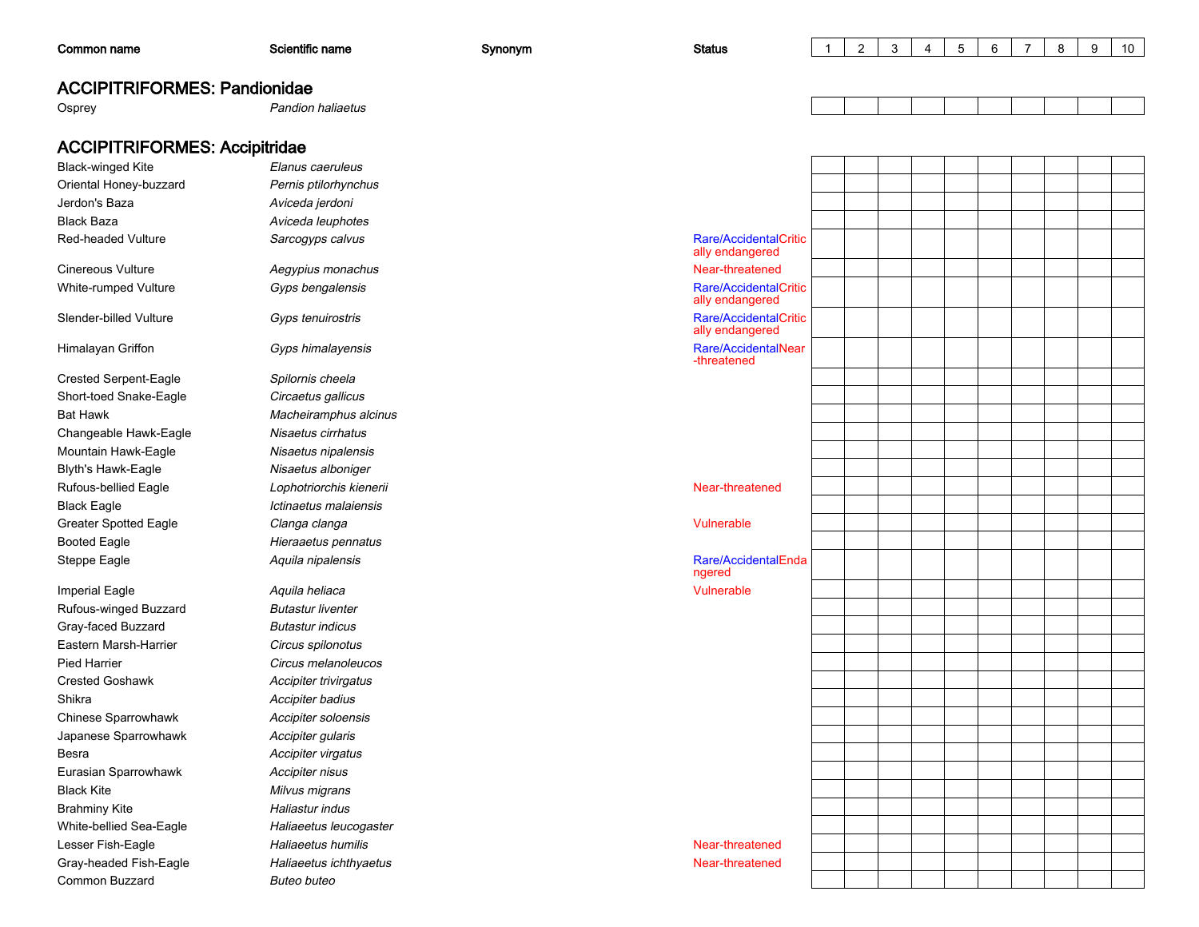| Common name | Scientific name | Synonym | Status | 1 | 2 | 3 | 4 | 5 | 6 | 7 | 8 | 9 | 10 |
|---|---|---|---|---|---|---|---|---|---|---|---|---|---|
| **ACCIPITRIFORMES: Pandionidae** | | | | | | | | | | | | | |
| Osprey | *Pandion haliaetus* | | | | | | | | | | | | |
| **ACCIPITRIFORMES: Accipitridae** | | | | | | | | | | | | | |
| Black-winged Kite | *Elanus caeruleus* | | | | | | | | | | | | |
| Oriental Honey-buzzard | *Pernis ptilorhynchus* | | | | | | | | | | | | |
| Jerdon's Baza | *Aviceda jerdoni* | | | | | | | | | | | | |
| Black Baza | *Aviceda leuphotes* | | | | | | | | | | | | |
| Red-headed Vulture | *Sarcogyps calvus* | | Rare/Accidental Critically endangered | | | | | | | | | | |
| Cinereous Vulture | *Aegypius monachus* | | Near-threatened | | | | | | | | | | |
| White-rumped Vulture | *Gyps bengalensis* | | Rare/Accidental Critically endangered | | | | | | | | | | |
| Slender-billed Vulture | *Gyps tenuirostris* | | Rare/Accidental Critically endangered | | | | | | | | | | |
| Himalayan Griffon | *Gyps himalayensis* | | Rare/Accidental Near-threatened | | | | | | | | | | |
| Crested Serpent-Eagle | *Spilornis cheela* | | | | | | | | | | | | |
| Short-toed Snake-Eagle | *Circaetus gallicus* | | | | | | | | | | | | |
| Bat Hawk | *Macheiramphus alcinus* | | | | | | | | | | | | |
| Changeable Hawk-Eagle | *Nisaetus cirrhatus* | | | | | | | | | | | | |
| Mountain Hawk-Eagle | *Nisaetus nipalensis* | | | | | | | | | | | | |
| Blyth's Hawk-Eagle | *Nisaetus alboniger* | | | | | | | | | | | | |
| Rufous-bellied Eagle | *Lophotriorchis kienerii* | | Near-threatened | | | | | | | | | | |
| Black Eagle | *Ictinaetus malaiensis* | | | | | | | | | | | | |
| Greater Spotted Eagle | *Clanga clanga* | | Vulnerable | | | | | | | | | | |
| Booted Eagle | *Hieraaetus pennatus* | | | | | | | | | | | | |
| Steppe Eagle | *Aquila nipalensis* | | Rare/Accidental Endangered | | | | | | | | | | |
| Imperial Eagle | *Aquila heliaca* | | Vulnerable | | | | | | | | | | |
| Rufous-winged Buzzard | *Butastur liventer* | | | | | | | | | | | | |
| Gray-faced Buzzard | *Butastur indicus* | | | | | | | | | | | | |
| Eastern Marsh-Harrier | *Circus spilonotus* | | | | | | | | | | | | |
| Pied Harrier | *Circus melanoleucos* | | | | | | | | | | | | |
| Crested Goshawk | *Accipiter trivirgatus* | | | | | | | | | | | | |
| Shikra | *Accipiter badius* | | | | | | | | | | | | |
| Chinese Sparrowhawk | *Accipiter soloensis* | | | | | | | | | | | | |
| Japanese Sparrowhawk | *Accipiter gularis* | | | | | | | | | | | | |
| Besra | *Accipiter virgatus* | | | | | | | | | | | | |
| Eurasian Sparrowhawk | *Accipiter nisus* | | | | | | | | | | | | |
| Black Kite | *Milvus migrans* | | | | | | | | | | | | |
| Brahminy Kite | *Haliastur indus* | | | | | | | | | | | | |
| White-bellied Sea-Eagle | *Haliaeetus leucogaster* | | | | | | | | | | | | |
| Lesser Fish-Eagle | *Haliaeetus humilis* | | Near-threatened | | | | | | | | | | |
| Gray-headed Fish-Eagle | *Haliaeetus ichthyaetus* | | Near-threatened | | | | | | | | | | |
| Common Buzzard | *Buteo buteo* | | | | | | | | | | | | |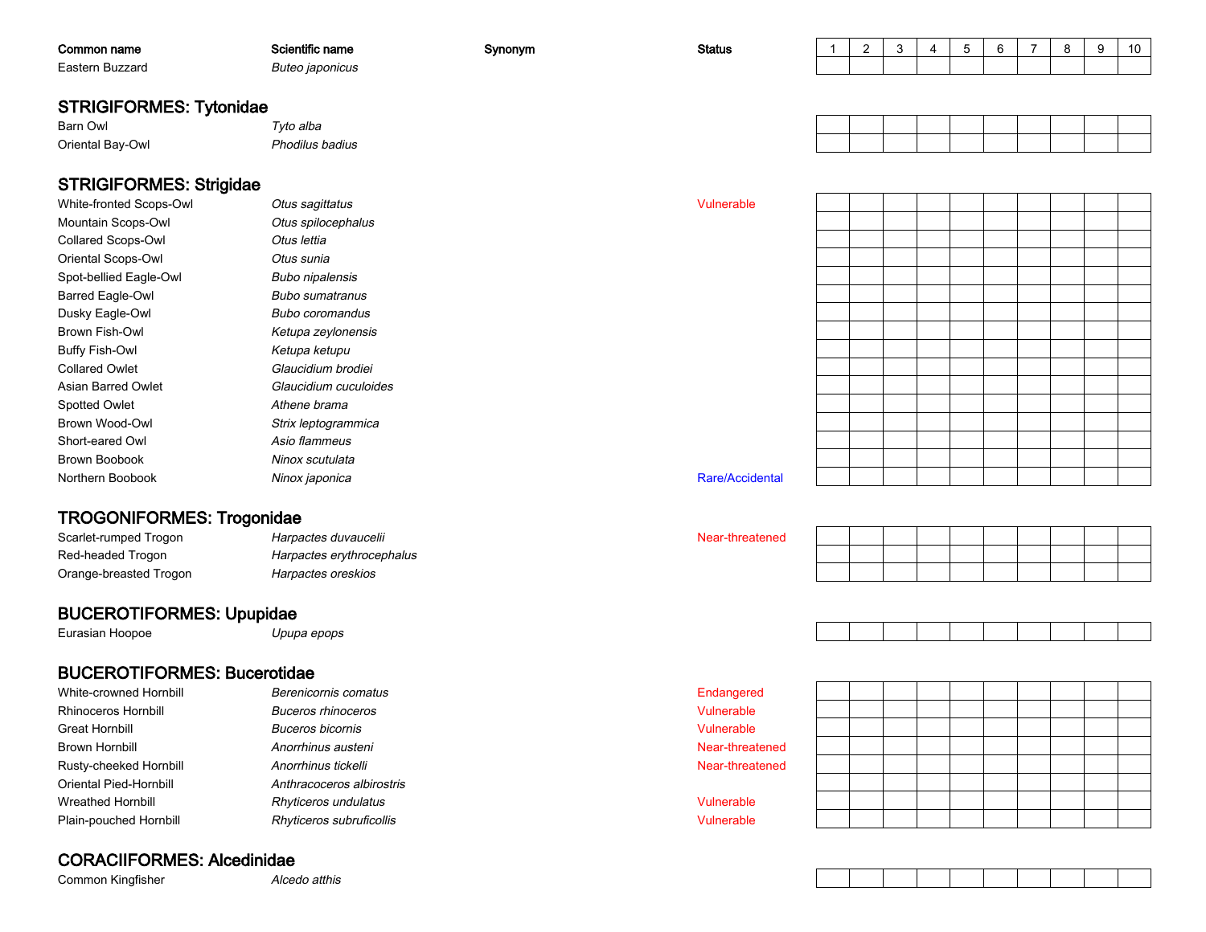| Common name | Scientific name | Synonym | Status | 1 | 2 | 3 | 4 | 5 | 6 | 7 | 8 | 9 | 10 |
|---|---|---|---|---|---|---|---|---|---|---|---|---|---|
| Eastern Buzzard | *Buteo japonicus* | | | | | | | | | | | | |

## STRIGIFORMES: Tytonidae

| | | | | | | | | | | | | | |
|---|---|---|---|---|---|---|---|---|---|---|---|---|---|
| Barn Owl | *Tyto alba* | | | | | | | | | | | | |
| Oriental Bay-Owl | *Phodilus badius* | | | | | | | | | | | | |

## STRIGIFORMES: Strigidae

| | | | | | | | | | | | | | |
|---|---|---|---|---|---|---|---|---|---|---|---|---|---|
| White-fronted Scops-Owl | *Otus sagittatus* | | Vulnerable | | | | | | | | | | |
| Mountain Scops-Owl | *Otus spilocephalus* | | | | | | | | | | | | |
| Collared Scops-Owl | *Otus lettia* | | | | | | | | | | | | |
| Oriental Scops-Owl | *Otus sunia* | | | | | | | | | | | | |
| Spot-bellied Eagle-Owl | *Bubo nipalensis* | | | | | | | | | | | | |
| Barred Eagle-Owl | *Bubo sumatranus* | | | | | | | | | | | | |
| Dusky Eagle-Owl | *Bubo coromandus* | | | | | | | | | | | | |
| Brown Fish-Owl | *Ketupa zeylonensis* | | | | | | | | | | | | |
| Buffy Fish-Owl | *Ketupa ketupu* | | | | | | | | | | | | |
| Collared Owlet | *Glaucidium brodiei* | | | | | | | | | | | | |
| Asian Barred Owlet | *Glaucidium cuculoides* | | | | | | | | | | | | |
| Spotted Owlet | *Athene brama* | | | | | | | | | | | | |
| Brown Wood-Owl | *Strix leptogrammica* | | | | | | | | | | | | |
| Short-eared Owl | *Asio flammeus* | | | | | | | | | | | | |
| Brown Boobook | *Ninox scutulata* | | | | | | | | | | | | |
| Northern Boobook | *Ninox japonica* | | Rare/Accidental | | | | | | | | | | |

## TROGONIFORMES: Trogonidae

| | | | | | | | | | | | | | |
|---|---|---|---|---|---|---|---|---|---|---|---|---|---|
| Scarlet-rumped Trogon | *Harpactes duvaucelii* | | Near-threatened | | | | | | | | | | |
| Red-headed Trogon | *Harpactes erythrocephalus* | | | | | | | | | | | | |
| Orange-breasted Trogon | *Harpactes oreskios* | | | | | | | | | | | | |

## BUCEROTIFORMES: Upupidae

| | | | | | | | | | | | | | |
|---|---|---|---|---|---|---|---|---|---|---|---|---|---|
| Eurasian Hoopoe | *Upupa epops* | | | | | | | | | | | | |

## BUCEROTIFORMES: Bucerotidae

| | | | | | | | | | | | | | |
|---|---|---|---|---|---|---|---|---|---|---|---|---|---|
| White-crowned Hornbill | *Berenicornis comatus* | | Endangered | | | | | | | | | | |
| Rhinoceros Hornbill | *Buceros rhinoceros* | | Vulnerable | | | | | | | | | | |
| Great Hornbill | *Buceros bicornis* | | Vulnerable | | | | | | | | | | |
| Brown Hornbill | *Anorrhinus austeni* | | Near-threatened | | | | | | | | | | |
| Rusty-cheeked Hornbill | *Anorrhinus tickelli* | | Near-threatened | | | | | | | | | | |
| Oriental Pied-Hornbill | *Anthracoceros albirostris* | | | | | | | | | | | | |
| Wreathed Hornbill | *Rhyticeros undulatus* | | Vulnerable | | | | | | | | | | |
| Plain-pouched Hornbill | *Rhyticeros subruficollis* | | Vulnerable | | | | | | | | | | |

## CORACIIFORMES: Alcedinidae

| | | | | | | | | | | | | | |
|---|---|---|---|---|---|---|---|---|---|---|---|---|---|
| Common Kingfisher | *Alcedo atthis* | | | | | | | | | | | | |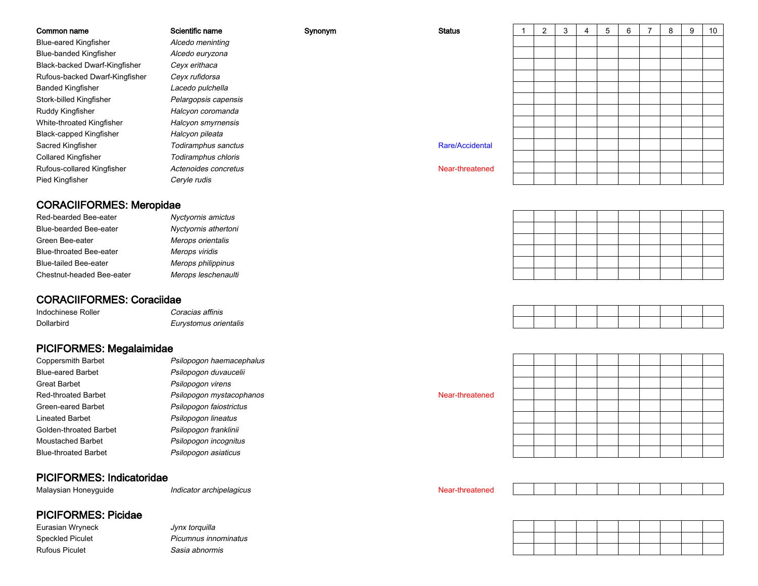| Common name | Scientific name | Synonym | Status | 1 | 2 | 3 | 4 | 5 | 6 | 7 | 8 | 9 | 10 |
|---|---|---|---|---|---|---|---|---|---|---|---|---|---|
| Blue-eared Kingfisher | *Alcedo meninting* | | | | | | | | | | | | |
| Blue-banded Kingfisher | *Alcedo euryzona* | | | | | | | | | | | | |
| Black-backed Dwarf-Kingfisher | *Ceyx erithaca* | | | | | | | | | | | | |
| Rufous-backed Dwarf-Kingfisher | *Ceyx rufidorsa* | | | | | | | | | | | | |
| Banded Kingfisher | *Lacedo pulchella* | | | | | | | | | | | | |
| Stork-billed Kingfisher | *Pelargopsis capensis* | | | | | | | | | | | | |
| Ruddy Kingfisher | *Halcyon coromanda* | | | | | | | | | | | | |
| White-throated Kingfisher | *Halcyon smyrnensis* | | | | | | | | | | | | |
| Black-capped Kingfisher | *Halcyon pileata* | | | | | | | | | | | | |
| Sacred Kingfisher | *Todiramphus sanctus* | | Rare/Accidental | | | | | | | | | | |
| Collared Kingfisher | *Todiramphus chloris* | | | | | | | | | | | | |
| Rufous-collared Kingfisher | *Actenoides concretus* | | Near-threatened | | | | | | | | | | |
| Pied Kingfisher | *Ceryle rudis* | | | | | | | | | | | | |

## CORACIIFORMES: Meropidae

| | | | | | | | | | | | | | |
|---|---|---|---|---|---|---|---|---|---|---|---|---|---|
| Red-bearded Bee-eater | *Nyctyornis amictus* | | | | | | | | | | | | |
| Blue-bearded Bee-eater | *Nyctyornis athertoni* | | | | | | | | | | | | |
| Green Bee-eater | *Merops orientalis* | | | | | | | | | | | | |
| Blue-throated Bee-eater | *Merops viridis* | | | | | | | | | | | | |
| Blue-tailed Bee-eater | *Merops philippinus* | | | | | | | | | | | | |
| Chestnut-headed Bee-eater | *Merops leschenaulti* | | | | | | | | | | | | |

## CORACIIFORMES: Coraciidae

| | | | | | | | | | | | | | |
|---|---|---|---|---|---|---|---|---|---|---|---|---|---|
| Indochinese Roller | *Coracias affinis* | | | | | | | | | | | | |
| Dollarbird | *Eurystomus orientalis* | | | | | | | | | | | | |

## PICIFORMES: Megalaimidae

| | | | | | | | | | | | | | |
|---|---|---|---|---|---|---|---|---|---|---|---|---|---|
| Coppersmith Barbet | *Psilopogon haemacephalus* | | | | | | | | | | | | |
| Blue-eared Barbet | *Psilopogon duvaucelii* | | | | | | | | | | | | |
| Great Barbet | *Psilopogon virens* | | | | | | | | | | | | |
| Red-throated Barbet | *Psilopogon mystacophanos* | | Near-threatened | | | | | | | | | | |
| Green-eared Barbet | *Psilopogon faiostrictus* | | | | | | | | | | | | |
| Lineated Barbet | *Psilopogon lineatus* | | | | | | | | | | | | |
| Golden-throated Barbet | *Psilopogon franklinii* | | | | | | | | | | | | |
| Moustached Barbet | *Psilopogon incognitus* | | | | | | | | | | | | |
| Blue-throated Barbet | *Psilopogon asiaticus* | | | | | | | | | | | | |

## PICIFORMES: Indicatoridae

| | | | | | | | | | | | | | |
|---|---|---|---|---|---|---|---|---|---|---|---|---|---|
| Malaysian Honeyguide | *Indicator archipelagicus* | | Near-threatened | | | | | | | | | | |

## PICIFORMES: Picidae

| | | | | | | | | | | | | | |
|---|---|---|---|---|---|---|---|---|---|---|---|---|---|
| Eurasian Wryneck | *Jynx torquilla* | | | | | | | | | | | | |
| Speckled Piculet | *Picumnus innominatus* | | | | | | | | | | | | |
| Rufous Piculet | *Sasia abnormis* | | | | | | | | | | | | |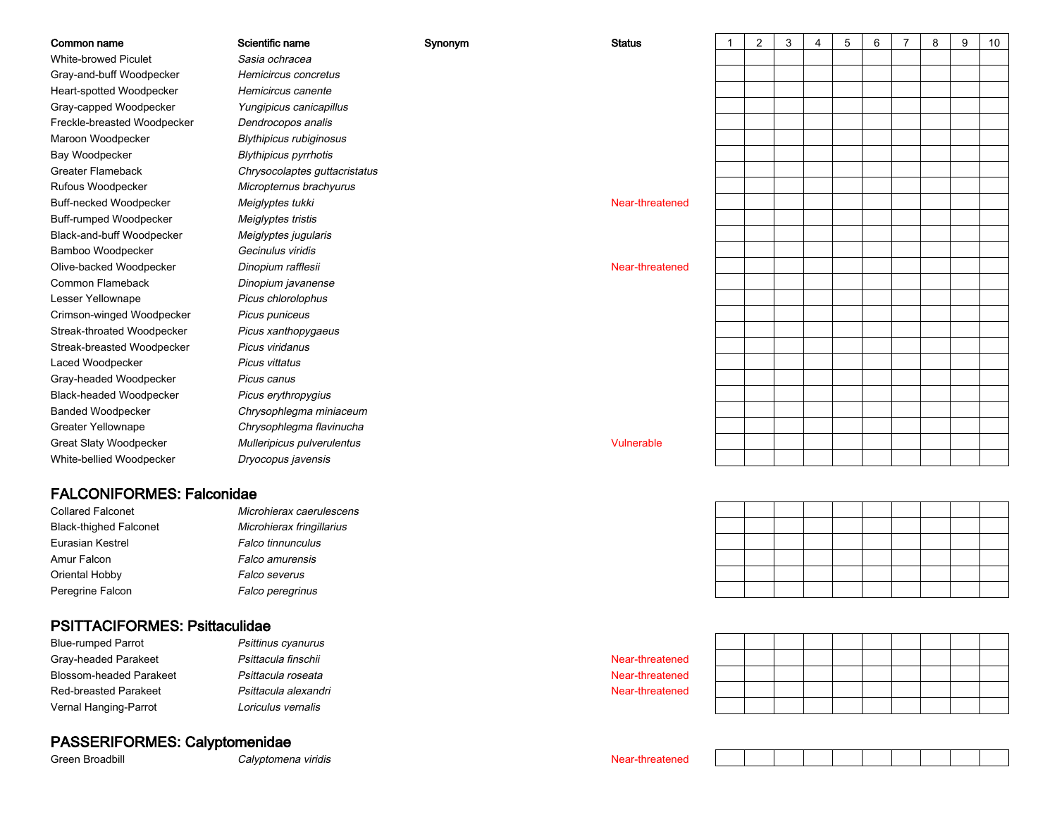| Common name | Scientific name | Synonym | Status | 1 | 2 | 3 | 4 | 5 | 6 | 7 | 8 | 9 | 10 |
|---|---|---|---|---|---|---|---|---|---|---|---|---|---|
| White-browed Piculet | *Sasia ochracea* | | | | | | | | | | | | |
| Gray-and-buff Woodpecker | *Hemicircus concretus* | | | | | | | | | | | | |
| Heart-spotted Woodpecker | *Hemicircus canente* | | | | | | | | | | | | |
| Gray-capped Woodpecker | *Yungipicus canicapillus* | | | | | | | | | | | | |
| Freckle-breasted Woodpecker | *Dendrocopos analis* | | | | | | | | | | | | |
| Maroon Woodpecker | *Blythipicus rubiginosus* | | | | | | | | | | | | |
| Bay Woodpecker | *Blythipicus pyrrhotis* | | | | | | | | | | | | |
| Greater Flameback | *Chrysocolaptes guttacristatus* | | | | | | | | | | | | |
| Rufous Woodpecker | *Micropternus brachyurus* | | | | | | | | | | | | |
| Buff-necked Woodpecker | *Meiglyptes tukki* | | Near-threatened | | | | | | | | | | |
| Buff-rumped Woodpecker | *Meiglyptes tristis* | | | | | | | | | | | | |
| Black-and-buff Woodpecker | *Meiglyptes jugularis* | | | | | | | | | | | | |
| Bamboo Woodpecker | *Gecinulus viridis* | | | | | | | | | | | | |
| Olive-backed Woodpecker | *Dinopium rafflesii* | | Near-threatened | | | | | | | | | | |
| Common Flameback | *Dinopium javanense* | | | | | | | | | | | | |
| Lesser Yellownape | *Picus chlorolophus* | | | | | | | | | | | | |
| Crimson-winged Woodpecker | *Picus puniceus* | | | | | | | | | | | | |
| Streak-throated Woodpecker | *Picus xanthopygaeus* | | | | | | | | | | | | |
| Streak-breasted Woodpecker | *Picus viridanus* | | | | | | | | | | | | |
| Laced Woodpecker | *Picus vittatus* | | | | | | | | | | | | |
| Gray-headed Woodpecker | *Picus canus* | | | | | | | | | | | | |
| Black-headed Woodpecker | *Picus erythropygius* | | | | | | | | | | | | |
| Banded Woodpecker | *Chrysophlegma miniaceum* | | | | | | | | | | | | |
| Greater Yellownape | *Chrysophlegma flavinucha* | | | | | | | | | | | | |
| Great Slaty Woodpecker | *Mulleripicus pulverulentus* | | Vulnerable | | | | | | | | | | |
| White-bellied Woodpecker | *Dryocopus javensis* | | | | | | | | | | | | |

## FALCONIFORMES: Falconidae

| | | | | | | | | | | | | | |
|---|---|---|---|---|---|---|---|---|---|---|---|---|---|
| Collared Falconet | *Microhierax caerulescens* | | | | | | | | | | | | |
| Black-thighed Falconet | *Microhierax fringillarius* | | | | | | | | | | | | |
| Eurasian Kestrel | *Falco tinnunculus* | | | | | | | | | | | | |
| Amur Falcon | *Falco amurensis* | | | | | | | | | | | | |
| Oriental Hobby | *Falco severus* | | | | | | | | | | | | |
| Peregrine Falcon | *Falco peregrinus* | | | | | | | | | | | | |

## PSITTACIFORMES: Psittaculidae

| | | | | | | | | | | | | | |
|---|---|---|---|---|---|---|---|---|---|---|---|---|---|
| Blue-rumped Parrot | *Psittinus cyanurus* | | | | | | | | | | | | |
| Gray-headed Parakeet | *Psittacula finschii* | | Near-threatened | | | | | | | | | | |
| Blossom-headed Parakeet | *Psittacula roseata* | | Near-threatened | | | | | | | | | | |
| Red-breasted Parakeet | *Psittacula alexandri* | | Near-threatened | | | | | | | | | | |
| Vernal Hanging-Parrot | *Loriculus vernalis* | | | | | | | | | | | | |

## PASSERIFORMES: Calyptomenidae

| | | | | | | | | | | | | | |
|---|---|---|---|---|---|---|---|---|---|---|---|---|---|
| Green Broadbill | *Calyptomena viridis* | | Near-threatened | | | | | | | | | | |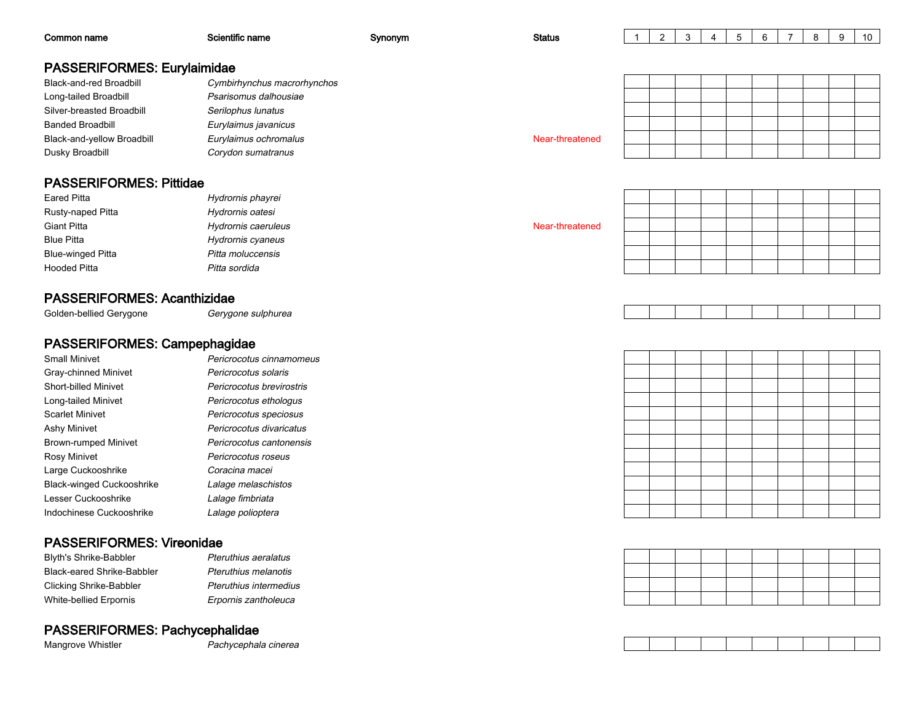| Common name | Scientific name | Synonym | Status | 1 | 2 | 3 | 4 | 5 | 6 | 7 | 8 | 9 | 10 |
|---|---|---|---|---|---|---|---|---|---|---|---|---|---|
| **PASSERIFORMES: Eurylaimidae** | | | | | | | | | | | | | |
| Black-and-red Broadbill | *Cymbirhynchus macrorhynchos* | | | | | | | | | | | | |
| Long-tailed Broadbill | *Psarisomus dalhousiae* | | | | | | | | | | | | |
| Silver-breasted Broadbill | *Serilophus lunatus* | | | | | | | | | | | | |
| Banded Broadbill | *Eurylaimus javanicus* | | | | | | | | | | | | |
| Black-and-yellow Broadbill | *Eurylaimus ochromalus* | | Near-threatened | | | | | | | | | | |
| Dusky Broadbill | *Corydon sumatranus* | | | | | | | | | | | | |
| **PASSERIFORMES: Pittidae** | | | | | | | | | | | | | |
| Eared Pitta | *Hydrornis phayrei* | | | | | | | | | | | | |
| Rusty-naped Pitta | *Hydrornis oatesi* | | | | | | | | | | | | |
| Giant Pitta | *Hydrornis caeruleus* | | Near-threatened | | | | | | | | | | |
| Blue Pitta | *Hydrornis cyaneus* | | | | | | | | | | | | |
| Blue-winged Pitta | *Pitta moluccensis* | | | | | | | | | | | | |
| Hooded Pitta | *Pitta sordida* | | | | | | | | | | | | |
| **PASSERIFORMES: Acanthizidae** | | | | | | | | | | | | | |
| Golden-bellied Gerygone | *Gerygone sulphurea* | | | | | | | | | | | | |
| **PASSERIFORMES: Campephagidae** | | | | | | | | | | | | | |
| Small Minivet | *Pericrocotus cinnamomeus* | | | | | | | | | | | | |
| Gray-chinned Minivet | *Pericrocotus solaris* | | | | | | | | | | | | |
| Short-billed Minivet | *Pericrocotus brevirostris* | | | | | | | | | | | | |
| Long-tailed Minivet | *Pericrocotus ethologus* | | | | | | | | | | | | |
| Scarlet Minivet | *Pericrocotus speciosus* | | | | | | | | | | | | |
| Ashy Minivet | *Pericrocotus divaricatus* | | | | | | | | | | | | |
| Brown-rumped Minivet | *Pericrocotus cantonensis* | | | | | | | | | | | | |
| Rosy Minivet | *Pericrocotus roseus* | | | | | | | | | | | | |
| Large Cuckooshrike | *Coracina macei* | | | | | | | | | | | | |
| Black-winged Cuckooshrike | *Lalage melaschistos* | | | | | | | | | | | | |
| Lesser Cuckooshrike | *Lalage fimbriata* | | | | | | | | | | | | |
| Indochinese Cuckooshrike | *Lalage polioptera* | | | | | | | | | | | | |
| **PASSERIFORMES: Vireonidae** | | | | | | | | | | | | | |
| Blyth's Shrike-Babbler | *Pteruthius aeralatus* | | | | | | | | | | | | |
| Black-eared Shrike-Babbler | *Pteruthius melanotis* | | | | | | | | | | | | |
| Clicking Shrike-Babbler | *Pteruthius intermedius* | | | | | | | | | | | | |
| White-bellied Erpornis | *Erpornis zantholeuca* | | | | | | | | | | | | |
| **PASSERIFORMES: Pachycephalidae** | | | | | | | | | | | | | |
| Mangrove Whistler | *Pachycephala cinerea* | | | | | | | | | | | | |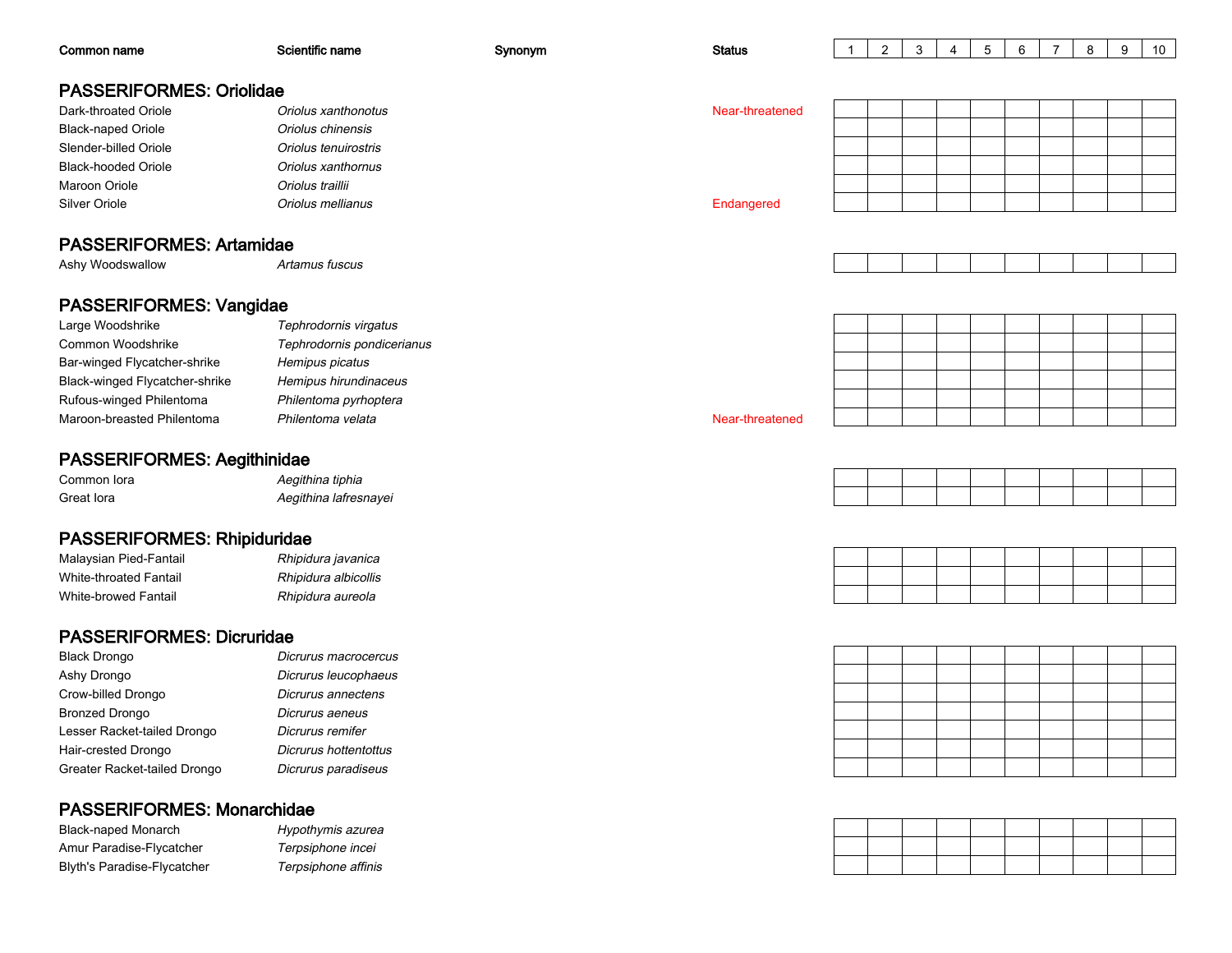| Common name | Scientific name | Synonym | Status | 1 | 2 | 3 | 4 | 5 | 6 | 7 | 8 | 9 | 10 |
|---|---|---|---|---|---|---|---|---|---|---|---|---|---|
| **PASSERIFORMES: Oriolidae** | | | | | | | | | | | | | |
| Dark-throated Oriole | *Oriolus xanthonotus* | | Near-threatened | | | | | | | | | | |
| Black-naped Oriole | *Oriolus chinensis* | | | | | | | | | | | | |
| Slender-billed Oriole | *Oriolus tenuirostris* | | | | | | | | | | | | |
| Black-hooded Oriole | *Oriolus xanthornus* | | | | | | | | | | | | |
| Maroon Oriole | *Oriolus traillii* | | | | | | | | | | | | |
| Silver Oriole | *Oriolus mellianus* | | Endangered | | | | | | | | | | |
| **PASSERIFORMES: Artamidae** | | | | | | | | | | | | | |
| Ashy Woodswallow | *Artamus fuscus* | | | | | | | | | | | | |
| **PASSERIFORMES: Vangidae** | | | | | | | | | | | | | |
| Large Woodshrike | *Tephrodornis virgatus* | | | | | | | | | | | | |
| Common Woodshrike | *Tephrodornis pondicerianus* | | | | | | | | | | | | |
| Bar-winged Flycatcher-shrike | *Hemipus picatus* | | | | | | | | | | | | |
| Black-winged Flycatcher-shrike | *Hemipus hirundinaceus* | | | | | | | | | | | | |
| Rufous-winged Philentoma | *Philentoma pyrhoptera* | | | | | | | | | | | | |
| Maroon-breasted Philentoma | *Philentoma velata* | | Near-threatened | | | | | | | | | | |
| **PASSERIFORMES: Aegithinidae** | | | | | | | | | | | | | |
| Common Iora | *Aegithina tiphia* | | | | | | | | | | | | |
| Great Iora | *Aegithina lafresnayei* | | | | | | | | | | | | |
| **PASSERIFORMES: Rhipiduridae** | | | | | | | | | | | | | |
| Malaysian Pied-Fantail | *Rhipidura javanica* | | | | | | | | | | | | |
| White-throated Fantail | *Rhipidura albicollis* | | | | | | | | | | | | |
| White-browed Fantail | *Rhipidura aureola* | | | | | | | | | | | | |
| **PASSERIFORMES: Dicruridae** | | | | | | | | | | | | | |
| Black Drongo | *Dicrurus macrocercus* | | | | | | | | | | | | |
| Ashy Drongo | *Dicrurus leucophaeus* | | | | | | | | | | | | |
| Crow-billed Drongo | *Dicrurus annectens* | | | | | | | | | | | | |
| Bronzed Drongo | *Dicrurus aeneus* | | | | | | | | | | | | |
| Lesser Racket-tailed Drongo | *Dicrurus remifer* | | | | | | | | | | | | |
| Hair-crested Drongo | *Dicrurus hottentottus* | | | | | | | | | | | | |
| Greater Racket-tailed Drongo | *Dicrurus paradiseus* | | | | | | | | | | | | |
| **PASSERIFORMES: Monarchidae** | | | | | | | | | | | | | |
| Black-naped Monarch | *Hypothymis azurea* | | | | | | | | | | | | |
| Amur Paradise-Flycatcher | *Terpsiphone incei* | | | | | | | | | | | | |
| Blyth's Paradise-Flycatcher | *Terpsiphone affinis* | | | | | | | | | | | | |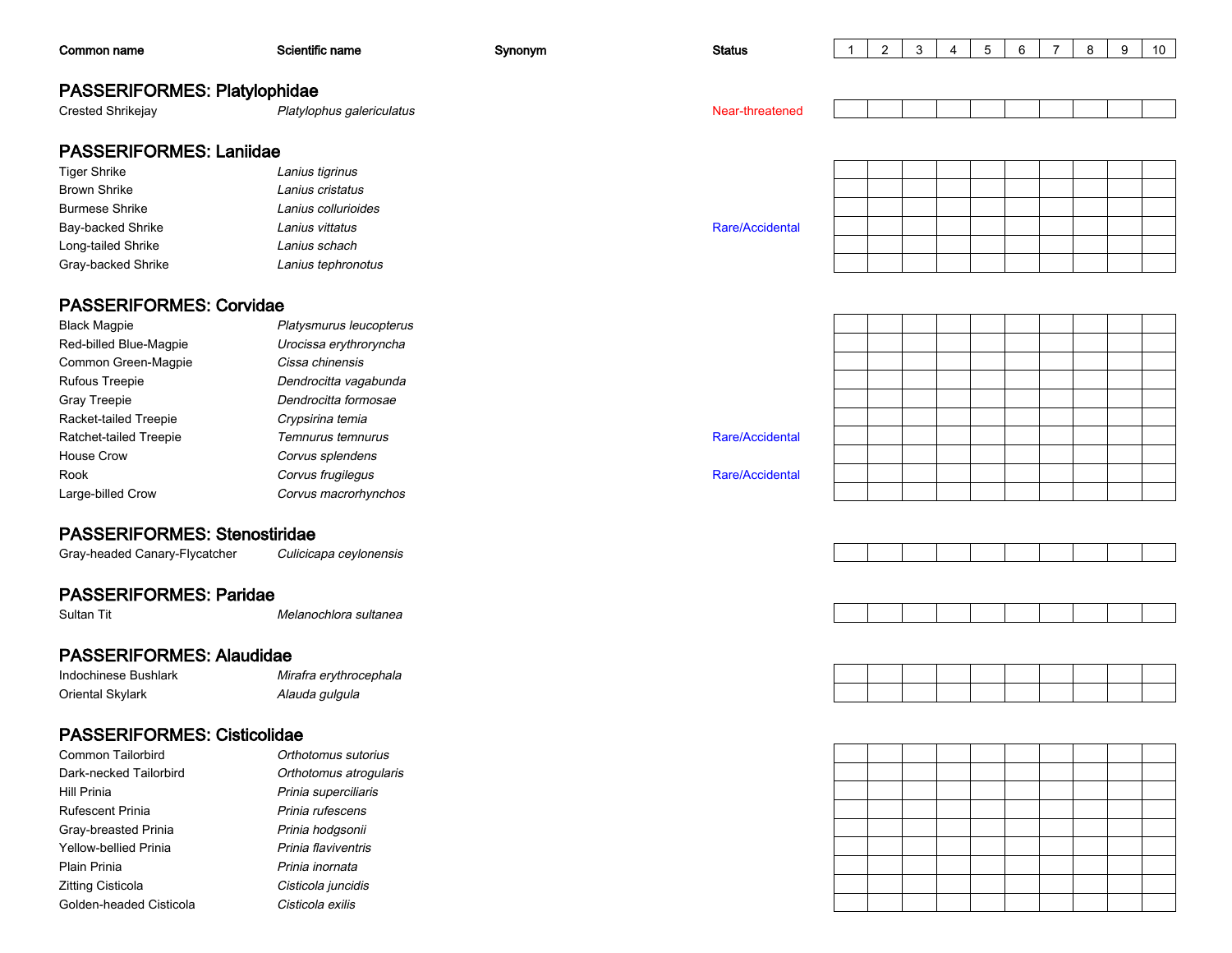| Common name | Scientific name | Synonym | Status | 1 | 2 | 3 | 4 | 5 | 6 | 7 | 8 | 9 | 10 |
|---|---|---|---|---|---|---|---|---|---|---|---|---|---|

## PASSERIFORMES: Platylophidae

| | | | | | | | | | | | | | |
|---|---|---|---|---|---|---|---|---|---|---|---|---|---|
| Crested Shrikejay | *Platylophus galericulatus* | | Near-threatened | | | | | | | | | | |

## PASSERIFORMES: Laniidae

| | | | | | | | | | | | | | |
|---|---|---|---|---|---|---|---|---|---|---|---|---|---|
| Tiger Shrike | *Lanius tigrinus* | | | | | | | | | | | | |
| Brown Shrike | *Lanius cristatus* | | | | | | | | | | | | |
| Burmese Shrike | *Lanius collurioides* | | | | | | | | | | | | |
| Bay-backed Shrike | *Lanius vittatus* | | Rare/Accidental | | | | | | | | | | |
| Long-tailed Shrike | *Lanius schach* | | | | | | | | | | | | |
| Gray-backed Shrike | *Lanius tephronotus* | | | | | | | | | | | | |

## PASSERIFORMES: Corvidae

| | | | | | | | | | | | | | |
|---|---|---|---|---|---|---|---|---|---|---|---|---|---|
| Black Magpie | *Platysmurus leucopterus* | | | | | | | | | | | | |
| Red-billed Blue-Magpie | *Urocissa erythroryncha* | | | | | | | | | | | | |
| Common Green-Magpie | *Cissa chinensis* | | | | | | | | | | | | |
| Rufous Treepie | *Dendrocitta vagabunda* | | | | | | | | | | | | |
| Gray Treepie | *Dendrocitta formosae* | | | | | | | | | | | | |
| Racket-tailed Treepie | *Crypsirina temia* | | | | | | | | | | | | |
| Ratchet-tailed Treepie | *Temnurus temnurus* | | Rare/Accidental | | | | | | | | | | |
| House Crow | *Corvus splendens* | | | | | | | | | | | | |
| Rook | *Corvus frugilegus* | | Rare/Accidental | | | | | | | | | | |
| Large-billed Crow | *Corvus macrorhynchos* | | | | | | | | | | | | |

## PASSERIFORMES: Stenostiridae

| | | | | | | | | | | | | | |
|---|---|---|---|---|---|---|---|---|---|---|---|---|---|
| Gray-headed Canary-Flycatcher | *Culicicapa ceylonensis* | | | | | | | | | | | | |

## PASSERIFORMES: Paridae

| | | | | | | | | | | | | | |
|---|---|---|---|---|---|---|---|---|---|---|---|---|---|
| Sultan Tit | *Melanochlora sultanea* | | | | | | | | | | | | |

## PASSERIFORMES: Alaudidae

| | | | | | | | | | | | | | |
|---|---|---|---|---|---|---|---|---|---|---|---|---|---|
| Indochinese Bushlark | *Mirafra erythrocephala* | | | | | | | | | | | | |
| Oriental Skylark | *Alauda gulgula* | | | | | | | | | | | | |

## PASSERIFORMES: Cisticolidae

| | | | | | | | | | | | | | |
|---|---|---|---|---|---|---|---|---|---|---|---|---|---|
| Common Tailorbird | *Orthotomus sutorius* | | | | | | | | | | | | |
| Dark-necked Tailorbird | *Orthotomus atrogularis* | | | | | | | | | | | | |
| Hill Prinia | *Prinia superciliaris* | | | | | | | | | | | | |
| Rufescent Prinia | *Prinia rufescens* | | | | | | | | | | | | |
| Gray-breasted Prinia | *Prinia hodgsonii* | | | | | | | | | | | | |
| Yellow-bellied Prinia | *Prinia flaviventris* | | | | | | | | | | | | |
| Plain Prinia | *Prinia inornata* | | | | | | | | | | | | |
| Zitting Cisticola | *Cisticola juncidis* | | | | | | | | | | | | |
| Golden-headed Cisticola | *Cisticola exilis* | | | | | | | | | | | | |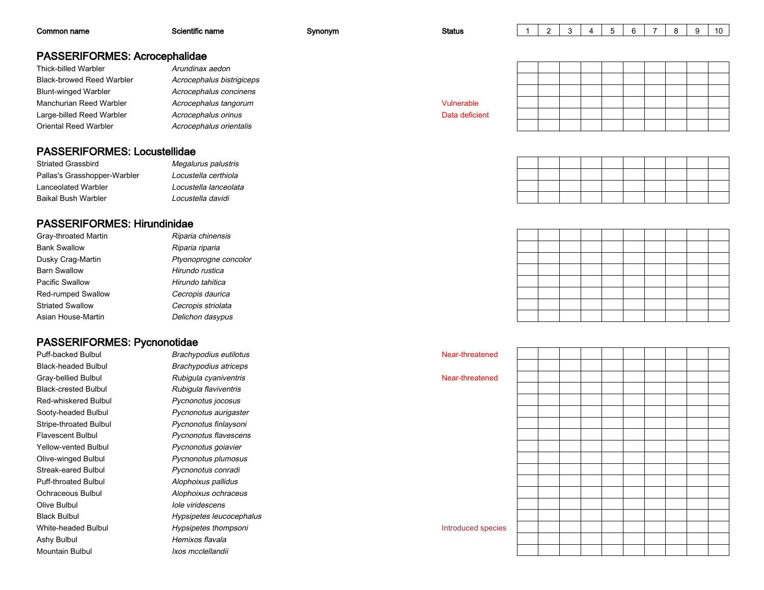| Common name | Scientific name | Synonym | Status | 1 | 2 | 3 | 4 | 5 | 6 | 7 | 8 | 9 | 10 |
|---|---|---|---|---|---|---|---|---|---|---|---|---|---|

## PASSERIFORMES: Acrocephalidae

| Common name | Scientific name | Synonym | Status | 1 | 2 | 3 | 4 | 5 | 6 | 7 | 8 | 9 | 10 |
|---|---|---|---|---|---|---|---|---|---|---|---|---|---|
| Thick-billed Warbler | *Arundinax aedon* | | | | | | | | | | | | |
| Black-browed Reed Warbler | *Acrocephalus bistrigiceps* | | | | | | | | | | | | |
| Blunt-winged Warbler | *Acrocephalus concinens* | | | | | | | | | | | | |
| Manchurian Reed Warbler | *Acrocephalus tangorum* | | Vulnerable | | | | | | | | | | |
| Large-billed Reed Warbler | *Acrocephalus orinus* | | Data deficient | | | | | | | | | | |
| Oriental Reed Warbler | *Acrocephalus orientalis* | | | | | | | | | | | | |

## PASSERIFORMES: Locustellidae

| Common name | Scientific name | Synonym | Status | 1 | 2 | 3 | 4 | 5 | 6 | 7 | 8 | 9 | 10 |
|---|---|---|---|---|---|---|---|---|---|---|---|---|---|
| Striated Grassbird | *Megalurus palustris* | | | | | | | | | | | | |
| Pallas's Grasshopper-Warbler | *Locustella certhiola* | | | | | | | | | | | | |
| Lanceolated Warbler | *Locustella lanceolata* | | | | | | | | | | | | |
| Baikal Bush Warbler | *Locustella davidi* | | | | | | | | | | | | |

## PASSERIFORMES: Hirundinidae

| Common name | Scientific name | Synonym | Status | 1 | 2 | 3 | 4 | 5 | 6 | 7 | 8 | 9 | 10 |
|---|---|---|---|---|---|---|---|---|---|---|---|---|---|
| Gray-throated Martin | *Riparia chinensis* | | | | | | | | | | | | |
| Bank Swallow | *Riparia riparia* | | | | | | | | | | | | |
| Dusky Crag-Martin | *Ptyonoprogne concolor* | | | | | | | | | | | | |
| Barn Swallow | *Hirundo rustica* | | | | | | | | | | | | |
| Pacific Swallow | *Hirundo tahitica* | | | | | | | | | | | | |
| Red-rumped Swallow | *Cecropis daurica* | | | | | | | | | | | | |
| Striated Swallow | *Cecropis striolata* | | | | | | | | | | | | |
| Asian House-Martin | *Delichon dasypus* | | | | | | | | | | | | |

## PASSERIFORMES: Pycnonotidae

| Common name | Scientific name | Synonym | Status | 1 | 2 | 3 | 4 | 5 | 6 | 7 | 8 | 9 | 10 |
|---|---|---|---|---|---|---|---|---|---|---|---|---|---|
| Puff-backed Bulbul | *Brachypodius eutilotus* | | Near-threatened | | | | | | | | | | |
| Black-headed Bulbul | *Brachypodius atriceps* | | | | | | | | | | | | |
| Gray-bellied Bulbul | *Rubigula cyaniventris* | | Near-threatened | | | | | | | | | | |
| Black-crested Bulbul | *Rubigula flaviventris* | | | | | | | | | | | | |
| Red-whiskered Bulbul | *Pycnonotus jocosus* | | | | | | | | | | | | |
| Sooty-headed Bulbul | *Pycnonotus aurigaster* | | | | | | | | | | | | |
| Stripe-throated Bulbul | *Pycnonotus finlaysoni* | | | | | | | | | | | | |
| Flavescent Bulbul | *Pycnonotus flavescens* | | | | | | | | | | | | |
| Yellow-vented Bulbul | *Pycnonotus goiavier* | | | | | | | | | | | | |
| Olive-winged Bulbul | *Pycnonotus plumosus* | | | | | | | | | | | | |
| Streak-eared Bulbul | *Pycnonotus conradi* | | | | | | | | | | | | |
| Puff-throated Bulbul | *Alophoixus pallidus* | | | | | | | | | | | | |
| Ochraceous Bulbul | *Alophoixus ochraceus* | | | | | | | | | | | | |
| Olive Bulbul | *Iole viridescens* | | | | | | | | | | | | |
| Black Bulbul | *Hypsipetes leucocephalus* | | | | | | | | | | | | |
| White-headed Bulbul | *Hypsipetes thompsoni* | | Introduced species | | | | | | | | | | |
| Ashy Bulbul | *Hemixos flavala* | | | | | | | | | | | | |
| Mountain Bulbul | *Ixos mcclellandii* | | | | | | | | | | | | |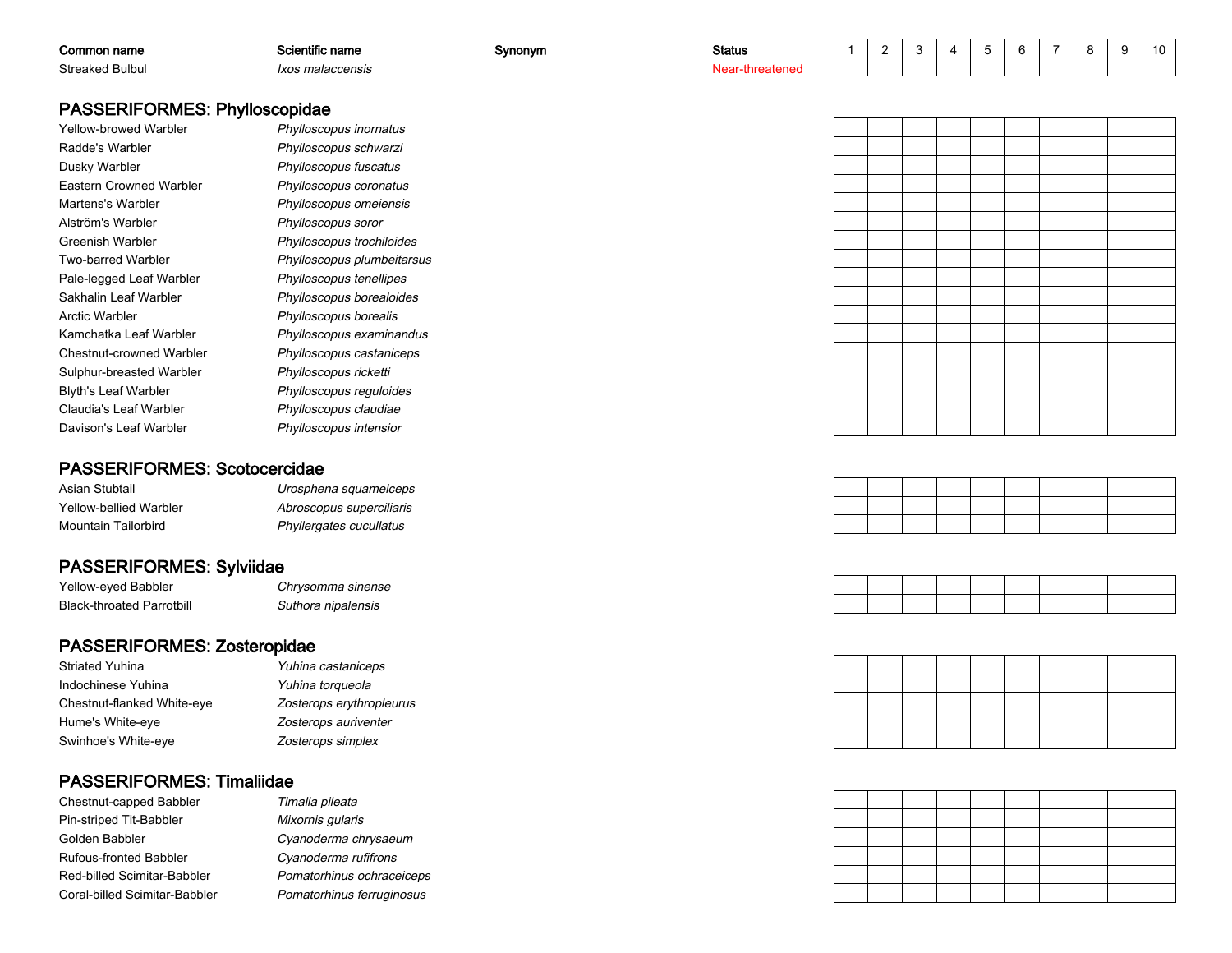| Common name | Scientific name | Synonym | Status | 1 | 2 | 3 | 4 | 5 | 6 | 7 | 8 | 9 | 10 |
|---|---|---|---|---|---|---|---|---|---|---|---|---|---|
| Streaked Bulbul | *Ixos malaccensis* | | Near-threatened | | | | | | | | | | |

## PASSERIFORMES: Phylloscopidae

| | | | | | | | | | | | | | |
|---|---|---|---|---|---|---|---|---|---|---|---|---|---|
| Yellow-browed Warbler | *Phylloscopus inornatus* | | | | | | | | | | | | |
| Radde's Warbler | *Phylloscopus schwarzi* | | | | | | | | | | | | |
| Dusky Warbler | *Phylloscopus fuscatus* | | | | | | | | | | | | |
| Eastern Crowned Warbler | *Phylloscopus coronatus* | | | | | | | | | | | | |
| Martens's Warbler | *Phylloscopus omeiensis* | | | | | | | | | | | | |
| Alström's Warbler | *Phylloscopus soror* | | | | | | | | | | | | |
| Greenish Warbler | *Phylloscopus trochiloides* | | | | | | | | | | | | |
| Two-barred Warbler | *Phylloscopus plumbeitarsus* | | | | | | | | | | | | |
| Pale-legged Leaf Warbler | *Phylloscopus tenellipes* | | | | | | | | | | | | |
| Sakhalin Leaf Warbler | *Phylloscopus borealoides* | | | | | | | | | | | | |
| Arctic Warbler | *Phylloscopus borealis* | | | | | | | | | | | | |
| Kamchatka Leaf Warbler | *Phylloscopus examinandus* | | | | | | | | | | | | |
| Chestnut-crowned Warbler | *Phylloscopus castaniceps* | | | | | | | | | | | | |
| Sulphur-breasted Warbler | *Phylloscopus ricketti* | | | | | | | | | | | | |
| Blyth's Leaf Warbler | *Phylloscopus reguloides* | | | | | | | | | | | | |
| Claudia's Leaf Warbler | *Phylloscopus claudiae* | | | | | | | | | | | | |
| Davison's Leaf Warbler | *Phylloscopus intensior* | | | | | | | | | | | | |

## PASSERIFORMES: Scotocercidae

| | | | | | | | | | | | | | |
|---|---|---|---|---|---|---|---|---|---|---|---|---|---|
| Asian Stubtail | *Urosphena squameiceps* | | | | | | | | | | | | |
| Yellow-bellied Warbler | *Abroscopus superciliaris* | | | | | | | | | | | | |
| Mountain Tailorbird | *Phyllergates cucullatus* | | | | | | | | | | | | |

## PASSERIFORMES: Sylviidae

| | | | | | | | | | | | | | |
|---|---|---|---|---|---|---|---|---|---|---|---|---|---|
| Yellow-eyed Babbler | *Chrysomma sinense* | | | | | | | | | | | | |
| Black-throated Parrotbill | *Suthora nipalensis* | | | | | | | | | | | | |

## PASSERIFORMES: Zosteropidae

| | | | | | | | | | | | | | |
|---|---|---|---|---|---|---|---|---|---|---|---|---|---|
| Striated Yuhina | *Yuhina castaniceps* | | | | | | | | | | | | |
| Indochinese Yuhina | *Yuhina torqueola* | | | | | | | | | | | | |
| Chestnut-flanked White-eye | *Zosterops erythropleurus* | | | | | | | | | | | | |
| Hume's White-eye | *Zosterops auriventer* | | | | | | | | | | | | |
| Swinhoe's White-eye | *Zosterops simplex* | | | | | | | | | | | | |

## PASSERIFORMES: Timaliidae

| | | | | | | | | | | | | | |
|---|---|---|---|---|---|---|---|---|---|---|---|---|---|
| Chestnut-capped Babbler | *Timalia pileata* | | | | | | | | | | | | |
| Pin-striped Tit-Babbler | *Mixornis gularis* | | | | | | | | | | | | |
| Golden Babbler | *Cyanoderma chrysaeum* | | | | | | | | | | | | |
| Rufous-fronted Babbler | *Cyanoderma rufifrons* | | | | | | | | | | | | |
| Red-billed Scimitar-Babbler | *Pomatorhinus ochraceiceps* | | | | | | | | | | | | |
| Coral-billed Scimitar-Babbler | *Pomatorhinus ferruginosus* | | | | | | | | | | | | |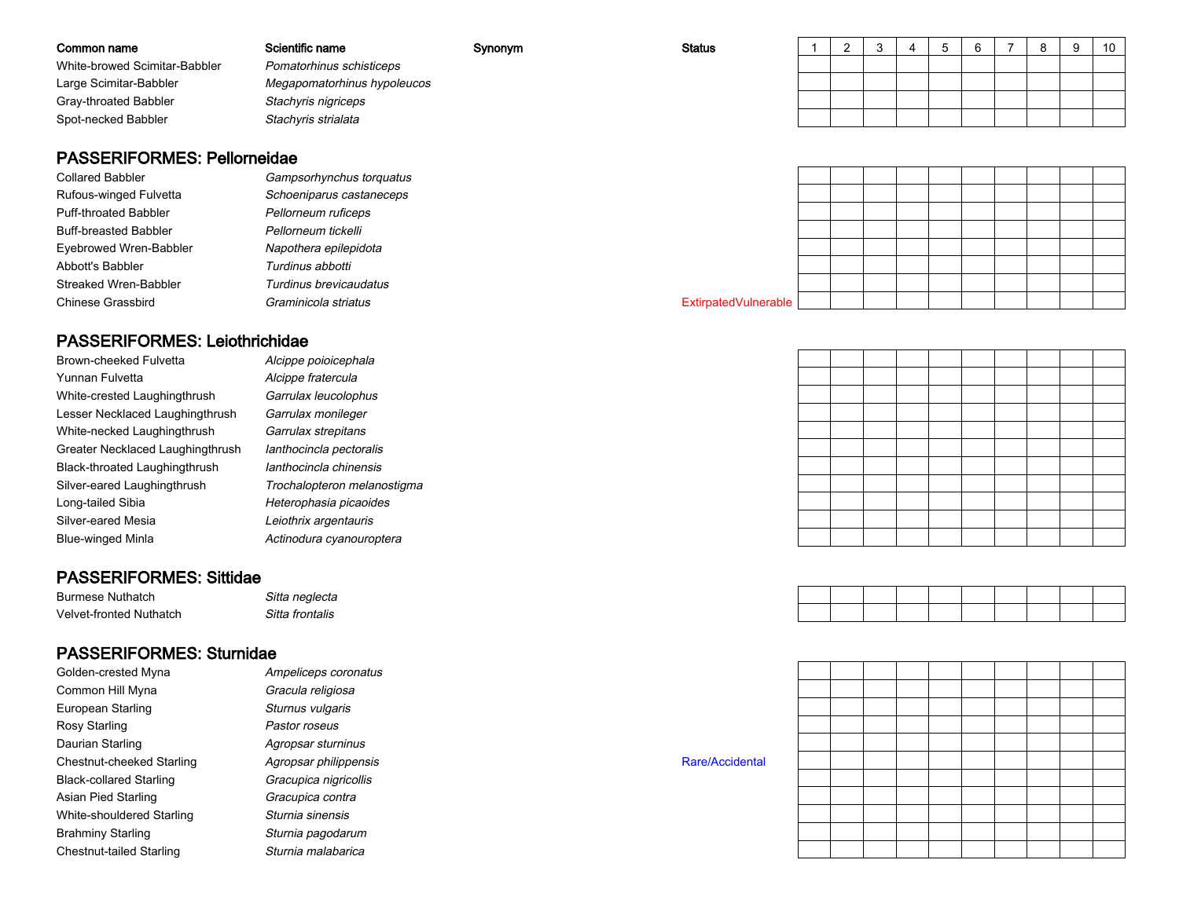| Common name | Scientific name | Synonym | Status | 1 | 2 | 3 | 4 | 5 | 6 | 7 | 8 | 9 | 10 |
|---|---|---|---|---|---|---|---|---|---|---|---|---|---|
| White-browed Scimitar-Babbler | *Pomatorhinus schisticeps* | | | | | | | | | | | | |
| Large Scimitar-Babbler | *Megapomatorhinus hypoleucos* | | | | | | | | | | | | |
| Gray-throated Babbler | *Stachyris nigriceps* | | | | | | | | | | | | |
| Spot-necked Babbler | *Stachyris strialata* | | | | | | | | | | | | |

## PASSERIFORMES: Pellorneidae

| | | | | | | | | | | | | | |
|---|---|---|---|---|---|---|---|---|---|---|---|---|---|
| Collared Babbler | *Gampsorhynchus torquatus* | | | | | | | | | | | | |
| Rufous-winged Fulvetta | *Schoeniparus castaneceps* | | | | | | | | | | | | |
| Puff-throated Babbler | *Pellorneum ruficeps* | | | | | | | | | | | | |
| Buff-breasted Babbler | *Pellorneum tickelli* | | | | | | | | | | | | |
| Eyebrowed Wren-Babbler | *Napothera epilepidota* | | | | | | | | | | | | |
| Abbott's Babbler | *Turdinus abbotti* | | | | | | | | | | | | |
| Streaked Wren-Babbler | *Turdinus brevicaudatus* | | | | | | | | | | | | |
| Chinese Grassbird | *Graminicola striatus* | | ExtirpatedVulnerable | | | | | | | | | | |

## PASSERIFORMES: Leiothrichidae

| | | | | | | | | | | | | | |
|---|---|---|---|---|---|---|---|---|---|---|---|---|---|
| Brown-cheeked Fulvetta | *Alcippe poioicephala* | | | | | | | | | | | | |
| Yunnan Fulvetta | *Alcippe fratercula* | | | | | | | | | | | | |
| White-crested Laughingthrush | *Garrulax leucolophus* | | | | | | | | | | | | |
| Lesser Necklaced Laughingthrush | *Garrulax monileger* | | | | | | | | | | | | |
| White-necked Laughingthrush | *Garrulax strepitans* | | | | | | | | | | | | |
| Greater Necklaced Laughingthrush | *Ianthocincla pectoralis* | | | | | | | | | | | | |
| Black-throated Laughingthrush | *Ianthocincla chinensis* | | | | | | | | | | | | |
| Silver-eared Laughingthrush | *Trochalopteron melanostigma* | | | | | | | | | | | | |
| Long-tailed Sibia | *Heterophasia picaoides* | | | | | | | | | | | | |
| Silver-eared Mesia | *Leiothrix argentauris* | | | | | | | | | | | | |
| Blue-winged Minla | *Actinodura cyanouroptera* | | | | | | | | | | | | |

## PASSERIFORMES: Sittidae

| | | | | | | | | | | | | | |
|---|---|---|---|---|---|---|---|---|---|---|---|---|---|
| Burmese Nuthatch | *Sitta neglecta* | | | | | | | | | | | | |
| Velvet-fronted Nuthatch | *Sitta frontalis* | | | | | | | | | | | | |

## PASSERIFORMES: Sturnidae

| | | | | | | | | | | | | | |
|---|---|---|---|---|---|---|---|---|---|---|---|---|---|
| Golden-crested Myna | *Ampeliceps coronatus* | | | | | | | | | | | | |
| Common Hill Myna | *Gracula religiosa* | | | | | | | | | | | | |
| European Starling | *Sturnus vulgaris* | | | | | | | | | | | | |
| Rosy Starling | *Pastor roseus* | | | | | | | | | | | | |
| Daurian Starling | *Agropsar sturninus* | | | | | | | | | | | | |
| Chestnut-cheeked Starling | *Agropsar philippensis* | | Rare/Accidental | | | | | | | | | | |
| Black-collared Starling | *Gracupica nigricollis* | | | | | | | | | | | | |
| Asian Pied Starling | *Gracupica contra* | | | | | | | | | | | | |
| White-shouldered Starling | *Sturnia sinensis* | | | | | | | | | | | | |
| Brahminy Starling | *Sturnia pagodarum* | | | | | | | | | | | | |
| Chestnut-tailed Starling | *Sturnia malabarica* | | | | | | | | | | | | |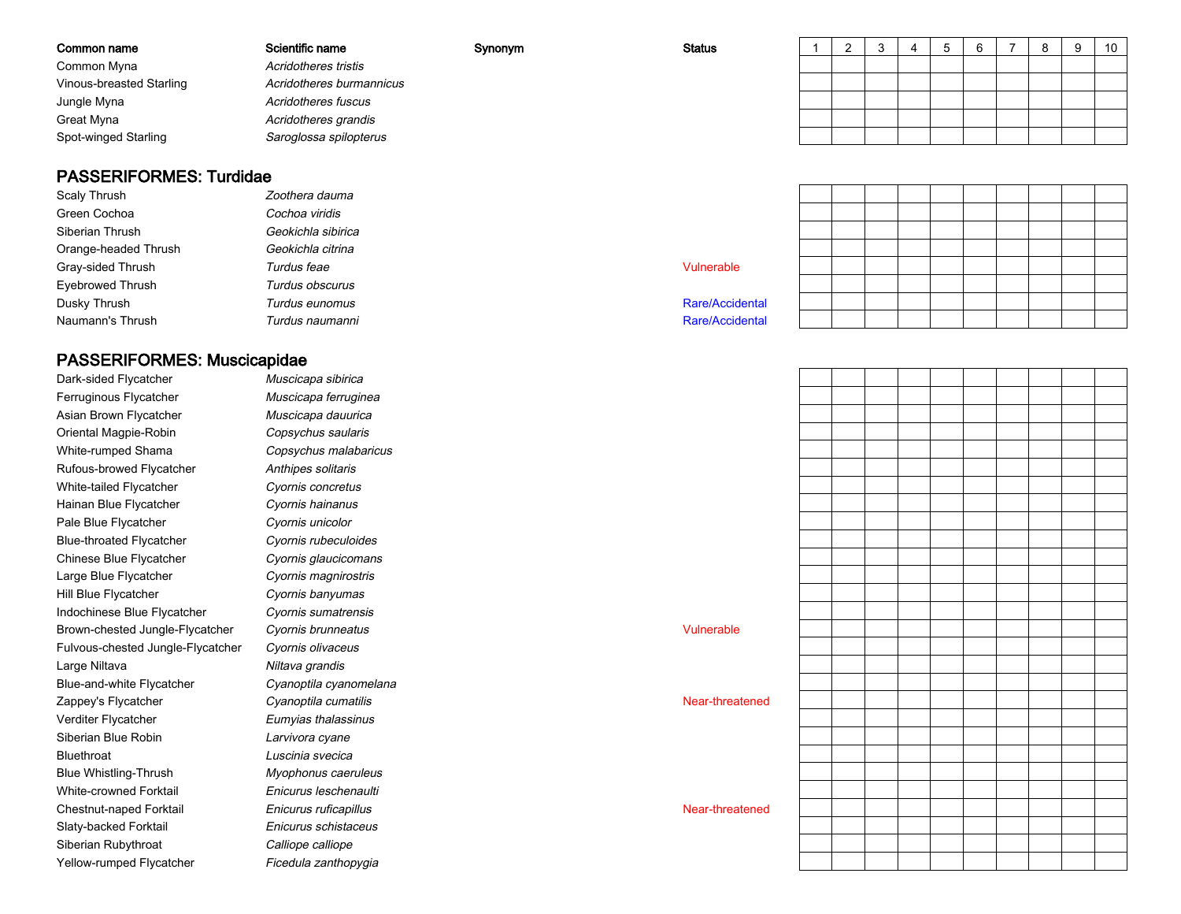| Common name | Scientific name | Synonym | Status | 1 | 2 | 3 | 4 | 5 | 6 | 7 | 8 | 9 | 10 |
|---|---|---|---|---|---|---|---|---|---|---|---|---|---|
| Common Myna | *Acridotheres tristis* | | | | | | | | | | | | |
| Vinous-breasted Starling | *Acridotheres burmannicus* | | | | | | | | | | | | |
| Jungle Myna | *Acridotheres fuscus* | | | | | | | | | | | | |
| Great Myna | *Acridotheres grandis* | | | | | | | | | | | | |
| Spot-winged Starling | *Saroglossa spilopterus* | | | | | | | | | | | | |

## PASSERIFORMES: Turdidae

| | | | | | | | | | | | | | |
|---|---|---|---|---|---|---|---|---|---|---|---|---|---|
| Scaly Thrush | *Zoothera dauma* | | | | | | | | | | | | |
| Green Cochoa | *Cochoa viridis* | | | | | | | | | | | | |
| Siberian Thrush | *Geokichla sibirica* | | | | | | | | | | | | |
| Orange-headed Thrush | *Geokichla citrina* | | | | | | | | | | | | |
| Gray-sided Thrush | *Turdus feae* | | Vulnerable | | | | | | | | | | |
| Eyebrowed Thrush | *Turdus obscurus* | | | | | | | | | | | | |
| Dusky Thrush | *Turdus eunomus* | | Rare/Accidental | | | | | | | | | | |
| Naumann's Thrush | *Turdus naumanni* | | Rare/Accidental | | | | | | | | | | |

## PASSERIFORMES: Muscicapidae

| | | | | | | | | | | | | | |
|---|---|---|---|---|---|---|---|---|---|---|---|---|---|
| Dark-sided Flycatcher | *Muscicapa sibirica* | | | | | | | | | | | | |
| Ferruginous Flycatcher | *Muscicapa ferruginea* | | | | | | | | | | | | |
| Asian Brown Flycatcher | *Muscicapa dauurica* | | | | | | | | | | | | |
| Oriental Magpie-Robin | *Copsychus saularis* | | | | | | | | | | | | |
| White-rumped Shama | *Copsychus malabaricus* | | | | | | | | | | | | |
| Rufous-browed Flycatcher | *Anthipes solitaris* | | | | | | | | | | | | |
| White-tailed Flycatcher | *Cyornis concretus* | | | | | | | | | | | | |
| Hainan Blue Flycatcher | *Cyornis hainanus* | | | | | | | | | | | | |
| Pale Blue Flycatcher | *Cyornis unicolor* | | | | | | | | | | | | |
| Blue-throated Flycatcher | *Cyornis rubeculoides* | | | | | | | | | | | | |
| Chinese Blue Flycatcher | *Cyornis glaucicomans* | | | | | | | | | | | | |
| Large Blue Flycatcher | *Cyornis magnirostris* | | | | | | | | | | | | |
| Hill Blue Flycatcher | *Cyornis banyumas* | | | | | | | | | | | | |
| Indochinese Blue Flycatcher | *Cyornis sumatrensis* | | | | | | | | | | | | |
| Brown-chested Jungle-Flycatcher | *Cyornis brunneatus* | | Vulnerable | | | | | | | | | | |
| Fulvous-chested Jungle-Flycatcher | *Cyornis olivaceus* | | | | | | | | | | | | |
| Large Niltava | *Niltava grandis* | | | | | | | | | | | | |
| Blue-and-white Flycatcher | *Cyanoptila cyanomelana* | | | | | | | | | | | | |
| Zappey's Flycatcher | *Cyanoptila cumatilis* | | Near-threatened | | | | | | | | | | |
| Verditer Flycatcher | *Eumyias thalassinus* | | | | | | | | | | | | |
| Siberian Blue Robin | *Larvivora cyane* | | | | | | | | | | | | |
| Bluethroat | *Luscinia svecica* | | | | | | | | | | | | |
| Blue Whistling-Thrush | *Myophonus caeruleus* | | | | | | | | | | | | |
| White-crowned Forktail | *Enicurus leschenaulti* | | | | | | | | | | | | |
| Chestnut-naped Forktail | *Enicurus ruficapillus* | | Near-threatened | | | | | | | | | | |
| Slaty-backed Forktail | *Enicurus schistaceus* | | | | | | | | | | | | |
| Siberian Rubythroat | *Calliope calliope* | | | | | | | | | | | | |
| Yellow-rumped Flycatcher | *Ficedula zanthopygia* | | | | | | | | | | | | |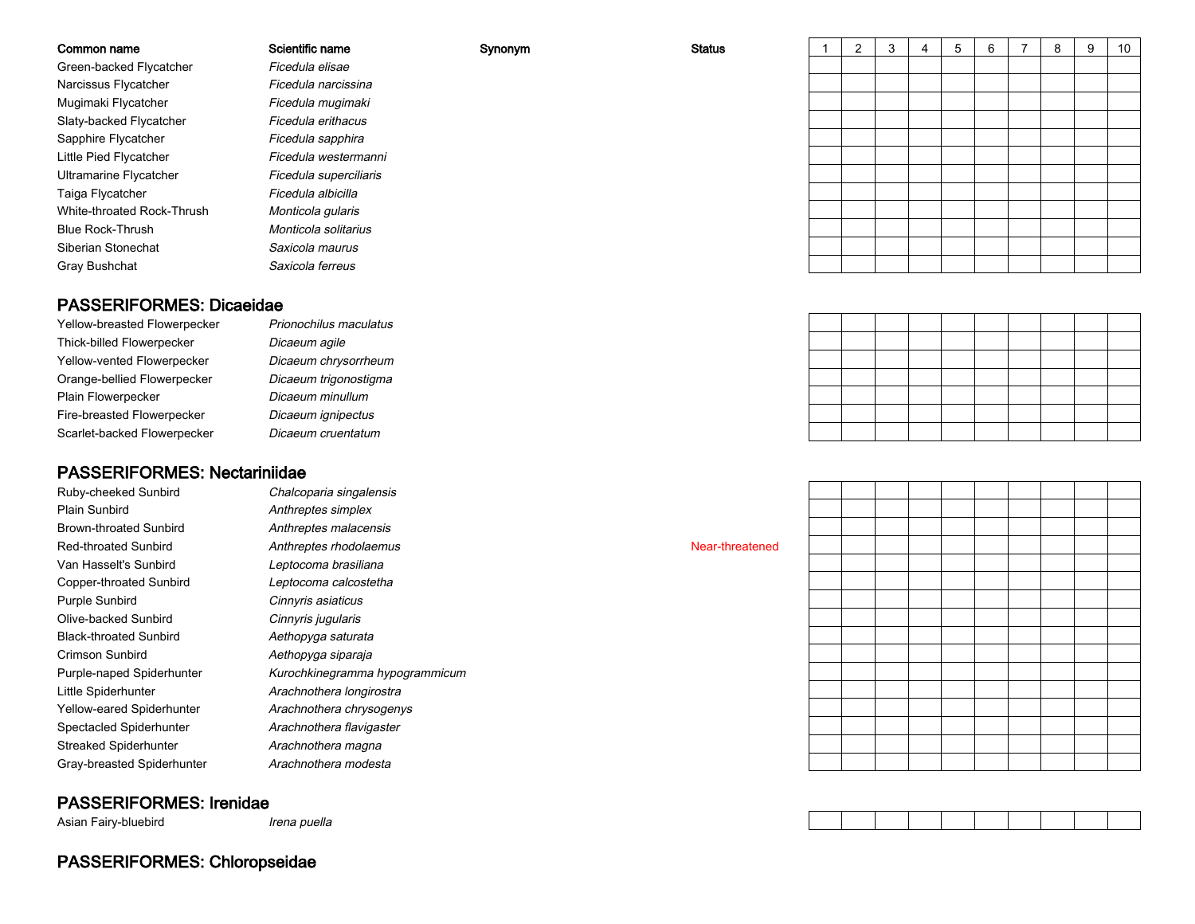| Common name | Scientific name | Synonym | Status | 1 | 2 | 3 | 4 | 5 | 6 | 7 | 8 | 9 | 10 |
|---|---|---|---|---|---|---|---|---|---|---|---|---|---|
| Green-backed Flycatcher | *Ficedula elisae* | | | | | | | | | | | | |
| Narcissus Flycatcher | *Ficedula narcissina* | | | | | | | | | | | | |
| Mugimaki Flycatcher | *Ficedula mugimaki* | | | | | | | | | | | | |
| Slaty-backed Flycatcher | *Ficedula erithacus* | | | | | | | | | | | | |
| Sapphire Flycatcher | *Ficedula sapphira* | | | | | | | | | | | | |
| Little Pied Flycatcher | *Ficedula westermanni* | | | | | | | | | | | | |
| Ultramarine Flycatcher | *Ficedula superciliaris* | | | | | | | | | | | | |
| Taiga Flycatcher | *Ficedula albicilla* | | | | | | | | | | | | |
| White-throated Rock-Thrush | *Monticola gularis* | | | | | | | | | | | | |
| Blue Rock-Thrush | *Monticola solitarius* | | | | | | | | | | | | |
| Siberian Stonechat | *Saxicola maurus* | | | | | | | | | | | | |
| Gray Bushchat | *Saxicola ferreus* | | | | | | | | | | | | |

## PASSERIFORMES: Dicaeidae

| | | | | | | | | | | | | | |
|---|---|---|---|---|---|---|---|---|---|---|---|---|---|
| Yellow-breasted Flowerpecker | *Prionochilus maculatus* | | | | | | | | | | | | |
| Thick-billed Flowerpecker | *Dicaeum agile* | | | | | | | | | | | | |
| Yellow-vented Flowerpecker | *Dicaeum chrysorrheum* | | | | | | | | | | | | |
| Orange-bellied Flowerpecker | *Dicaeum trigonostigma* | | | | | | | | | | | | |
| Plain Flowerpecker | *Dicaeum minullum* | | | | | | | | | | | | |
| Fire-breasted Flowerpecker | *Dicaeum ignipectus* | | | | | | | | | | | | |
| Scarlet-backed Flowerpecker | *Dicaeum cruentatum* | | | | | | | | | | | | |

## PASSERIFORMES: Nectariniidae

| | | | | | | | | | | | | | |
|---|---|---|---|---|---|---|---|---|---|---|---|---|---|
| Ruby-cheeked Sunbird | *Chalcoparia singalensis* | | | | | | | | | | | | |
| Plain Sunbird | *Anthreptes simplex* | | | | | | | | | | | | |
| Brown-throated Sunbird | *Anthreptes malacensis* | | | | | | | | | | | | |
| Red-throated Sunbird | *Anthreptes rhodolaemus* | | Near-threatened | | | | | | | | | | |
| Van Hasselt's Sunbird | *Leptocoma brasiliana* | | | | | | | | | | | | |
| Copper-throated Sunbird | *Leptocoma calcostetha* | | | | | | | | | | | | |
| Purple Sunbird | *Cinnyris asiaticus* | | | | | | | | | | | | |
| Olive-backed Sunbird | *Cinnyris jugularis* | | | | | | | | | | | | |
| Black-throated Sunbird | *Aethopyga saturata* | | | | | | | | | | | | |
| Crimson Sunbird | *Aethopyga siparaja* | | | | | | | | | | | | |
| Purple-naped Spiderhunter | *Kurochkinegramma hypogrammicum* | | | | | | | | | | | | |
| Little Spiderhunter | *Arachnothera longirostra* | | | | | | | | | | | | |
| Yellow-eared Spiderhunter | *Arachnothera chrysogenys* | | | | | | | | | | | | |
| Spectacled Spiderhunter | *Arachnothera flavigaster* | | | | | | | | | | | | |
| Streaked Spiderhunter | *Arachnothera magna* | | | | | | | | | | | | |
| Gray-breasted Spiderhunter | *Arachnothera modesta* | | | | | | | | | | | | |

## PASSERIFORMES: Irenidae

| | | | | | | | | | | | | | |
|---|---|---|---|---|---|---|---|---|---|---|---|---|---|
| Asian Fairy-bluebird | *Irena puella* | | | | | | | | | | | | |

## PASSERIFORMES: Chloropseidae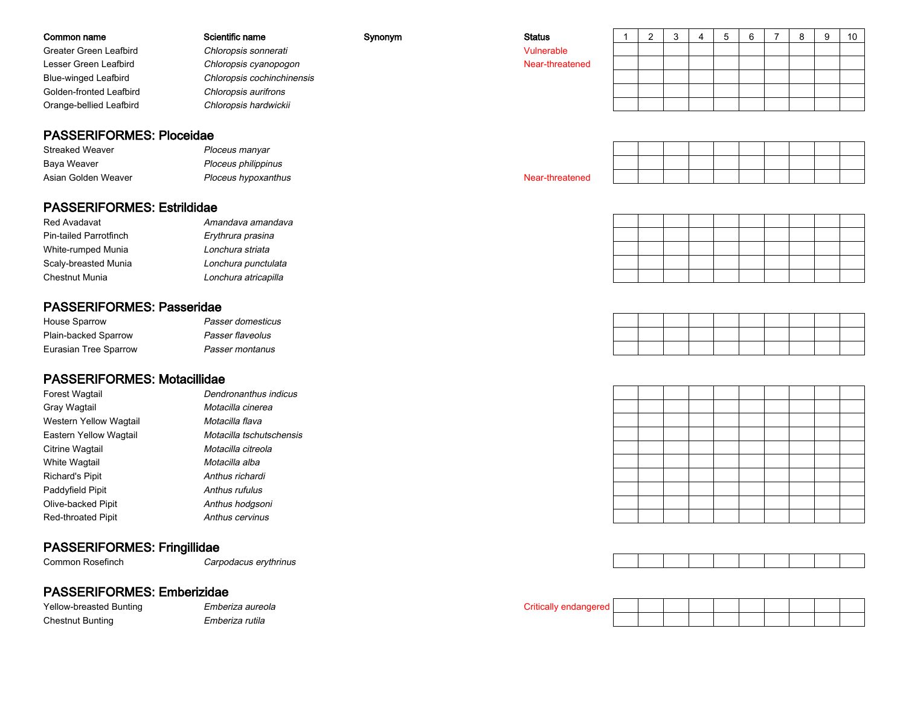| Common name | Scientific name | Synonym | Status | 1 | 2 | 3 | 4 | 5 | 6 | 7 | 8 | 9 | 10 |
|---|---|---|---|---|---|---|---|---|---|---|---|---|---|
| Greater Green Leafbird | *Chloropsis sonnerati* | | Vulnerable | | | | | | | | | | |
| Lesser Green Leafbird | *Chloropsis cyanopogon* | | Near-threatened | | | | | | | | | | |
| Blue-winged Leafbird | *Chloropsis cochinchinensis* | | | | | | | | | | | | |
| Golden-fronted Leafbird | *Chloropsis aurifrons* | | | | | | | | | | | | |
| Orange-bellied Leafbird | *Chloropsis hardwickii* | | | | | | | | | | | | |

## PASSERIFORMES: Ploceidae

| | | | | | | | | | | | | | |
|---|---|---|---|---|---|---|---|---|---|---|---|---|---|
| Streaked Weaver | *Ploceus manyar* | | | | | | | | | | | | |
| Baya Weaver | *Ploceus philippinus* | | | | | | | | | | | | |
| Asian Golden Weaver | *Ploceus hypoxanthus* | | Near-threatened | | | | | | | | | | |

## PASSERIFORMES: Estrildidae

| | | | | | | | | | | | | | |
|---|---|---|---|---|---|---|---|---|---|---|---|---|---|
| Red Avadavat | *Amandava amandava* | | | | | | | | | | | | |
| Pin-tailed Parrotfinch | *Erythrura prasina* | | | | | | | | | | | | |
| White-rumped Munia | *Lonchura striata* | | | | | | | | | | | | |
| Scaly-breasted Munia | *Lonchura punctulata* | | | | | | | | | | | | |
| Chestnut Munia | *Lonchura atricapilla* | | | | | | | | | | | | |

## PASSERIFORMES: Passeridae

| | | | | | | | | | | | | | |
|---|---|---|---|---|---|---|---|---|---|---|---|---|---|
| House Sparrow | *Passer domesticus* | | | | | | | | | | | | |
| Plain-backed Sparrow | *Passer flaveolus* | | | | | | | | | | | | |
| Eurasian Tree Sparrow | *Passer montanus* | | | | | | | | | | | | |

## PASSERIFORMES: Motacillidae

| | | | | | | | | | | | | | |
|---|---|---|---|---|---|---|---|---|---|---|---|---|---|
| Forest Wagtail | *Dendronanthus indicus* | | | | | | | | | | | | |
| Gray Wagtail | *Motacilla cinerea* | | | | | | | | | | | | |
| Western Yellow Wagtail | *Motacilla flava* | | | | | | | | | | | | |
| Eastern Yellow Wagtail | *Motacilla tschutschensis* | | | | | | | | | | | | |
| Citrine Wagtail | *Motacilla citreola* | | | | | | | | | | | | |
| White Wagtail | *Motacilla alba* | | | | | | | | | | | | |
| Richard's Pipit | *Anthus richardi* | | | | | | | | | | | | |
| Paddyfield Pipit | *Anthus rufulus* | | | | | | | | | | | | |
| Olive-backed Pipit | *Anthus hodgsoni* | | | | | | | | | | | | |
| Red-throated Pipit | *Anthus cervinus* | | | | | | | | | | | | |

## PASSERIFORMES: Fringillidae

| | | | | | | | | | | | | | |
|---|---|---|---|---|---|---|---|---|---|---|---|---|---|
| Common Rosefinch | *Carpodacus erythrinus* | | | | | | | | | | | | |

## PASSERIFORMES: Emberizidae

| | | | | | | | | | | | | | |
|---|---|---|---|---|---|---|---|---|---|---|---|---|---|
| Yellow-breasted Bunting | *Emberiza aureola* | | Critically endangered | | | | | | | | | | |
| Chestnut Bunting | *Emberiza rutila* | | | | | | | | | | | | |